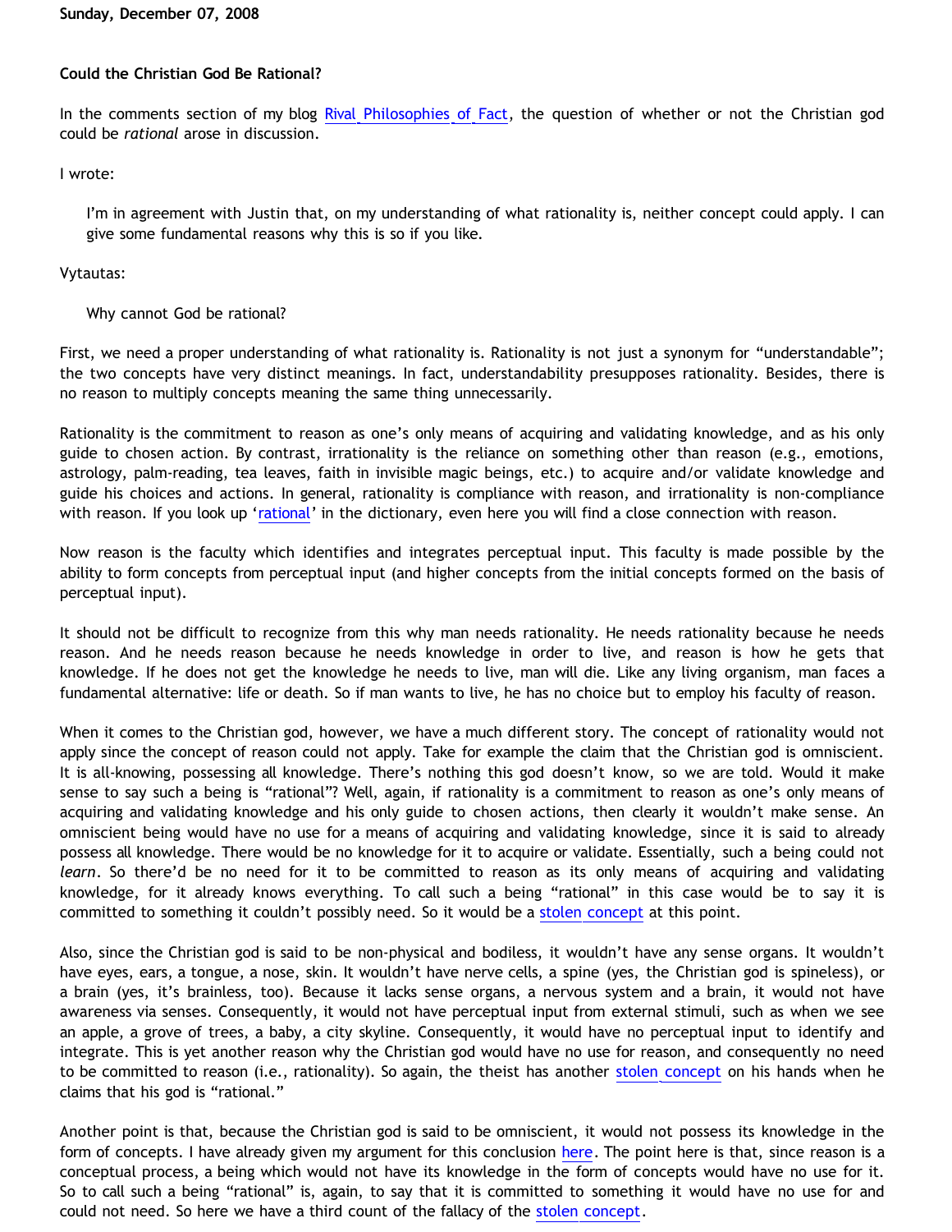Sunday, December 07, 2008

## Could the Christian God Be Rational?

In the comments section of my blog Rival Philosophies of Fact, the question of whether or not the Christian god could be *rational* arose in discussion.

I wrote:

> I'm in agreement with Justin that, on my understanding of what rationality is, neither concept could apply. I can give some fundamental reasons why this is so if you like.

Vytautas:

> Why cannot God be rational?

First, we need a proper understanding of what rationality is. Rationality is not just a synonym for "understandable"; the two concepts have very distinct meanings. In fact, understandability presupposes rationality. Besides, there is no reason to multiply concepts meaning the same thing unnecessarily.

Rationality is the commitment to reason as one's only means of acquiring and validating knowledge, and as his only guide to chosen action. By contrast, irrationality is the reliance on something other than reason (e.g., emotions, astrology, palm-reading, tea leaves, faith in invisible magic beings, etc.) to acquire and/or validate knowledge and guide his choices and actions. In general, rationality is compliance with reason, and irrationality is non-compliance with reason. If you look up 'rational' in the dictionary, even here you will find a close connection with reason.

Now reason is the faculty which identifies and integrates perceptual input. This faculty is made possible by the ability to form concepts from perceptual input (and higher concepts from the initial concepts formed on the basis of perceptual input).

It should not be difficult to recognize from this why man needs rationality. He needs rationality because he needs reason. And he needs reason because he needs knowledge in order to live, and reason is how he gets that knowledge. If he does not get the knowledge he needs to live, man will die. Like any living organism, man faces a fundamental alternative: life or death. So if man wants to live, he has no choice but to employ his faculty of reason.

When it comes to the Christian god, however, we have a much different story. The concept of rationality would not apply since the concept of reason could not apply. Take for example the claim that the Christian god is omniscient. It is all-knowing, possessing all knowledge. There's nothing this god doesn't know, so we are told. Would it make sense to say such a being is "rational"? Well, again, if rationality is a commitment to reason as one's only means of acquiring and validating knowledge and his only guide to chosen actions, then clearly it wouldn't make sense. An omniscient being would have no use for a means of acquiring and validating knowledge, since it is said to already possess all knowledge. There would be no knowledge for it to acquire or validate. Essentially, such a being could not *learn*. So there'd be no need for it to be committed to reason as its only means of acquiring and validating knowledge, for it already knows everything. To call such a being "rational" in this case would be to say it is committed to something it couldn't possibly need. So it would be a stolen concept at this point.

Also, since the Christian god is said to be non-physical and bodiless, it wouldn't have any sense organs. It wouldn't have eyes, ears, a tongue, a nose, skin. It wouldn't have nerve cells, a spine (yes, the Christian god is spineless), or a brain (yes, it's brainless, too). Because it lacks sense organs, a nervous system and a brain, it would not have awareness via senses. Consequently, it would not have perceptual input from external stimuli, such as when we see an apple, a grove of trees, a baby, a city skyline. Consequently, it would have no perceptual input to identify and integrate. This is yet another reason why the Christian god would have no use for reason, and consequently no need to be committed to reason (i.e., rationality). So again, the theist has another stolen concept on his hands when he claims that his god is "rational."

Another point is that, because the Christian god is said to be omniscient, it would not possess its knowledge in the form of concepts. I have already given my argument for this conclusion here. The point here is that, since reason is a conceptual process, a being which would not have its knowledge in the form of concepts would have no use for it. So to call such a being "rational" is, again, to say that it is committed to something it would have no use for and could not need. So here we have a third count of the fallacy of the stolen concept.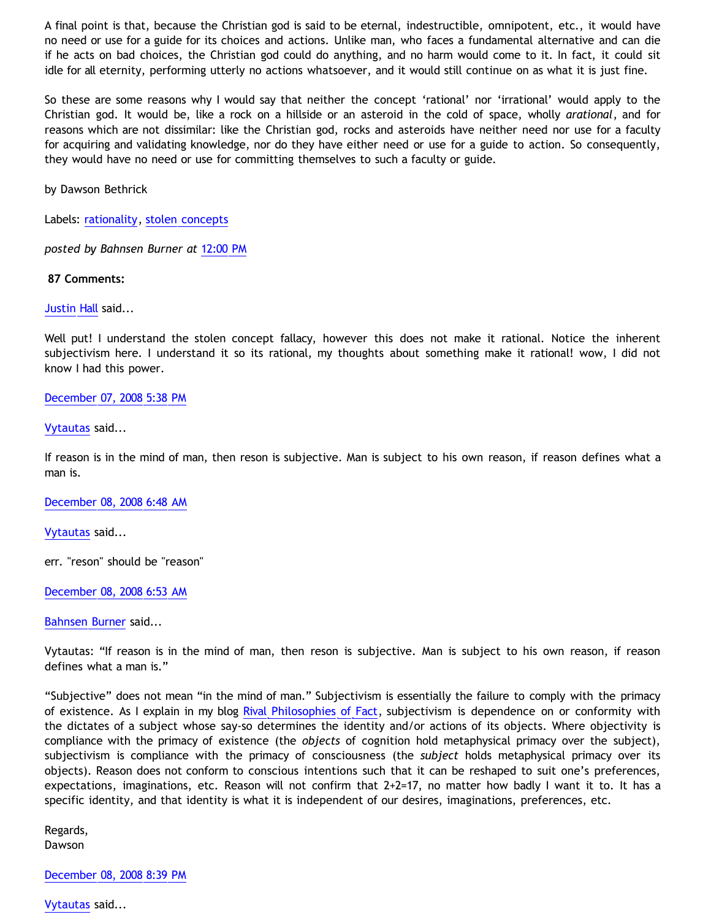A final point is that, because the Christian god is said to be eternal, indestructible, omnipotent, etc., it would have no need or use for a guide for its choices and actions. Unlike man, who faces a fundamental alternative and can die if he acts on bad choices, the Christian god could do anything, and no harm would come to it. In fact, it could sit idle for all eternity, performing utterly no actions whatsoever, and it would still continue on as what it is just fine.

So these are some reasons why I would say that neither the concept 'rational' nor 'irrational' would apply to the Christian god. It would be, like a rock on a hillside or an asteroid in the cold of space, wholly *arational*, and for reasons which are not dissimilar: like the Christian god, rocks and asteroids have neither need nor use for a faculty for acquiring and validating knowledge, nor do they have either need or use for a guide to action. So consequently, they would have no need or use for committing themselves to such a faculty or guide.

by Dawson Bethrick

Labels: rationality, stolen concepts

*posted by Bahnsen Burner at 12:00 PM*

**87 Comments:**

Justin Hall said...

Well put! I understand the stolen concept fallacy, however this does not make it rational. Notice the inherent subjectivism here. I understand it so its rational, my thoughts about something make it rational! wow, I did not know I had this power.

December 07, 2008 5:38 PM

Vytautas said...

If reason is in the mind of man, then reson is subjective. Man is subject to his own reason, if reason defines what a man is.

December 08, 2008 6:48 AM

Vytautas said...

err. "reson" should be "reason"

December 08, 2008 6:53 AM

Bahnsen Burner said...

Vytautas: "If reason is in the mind of man, then reson is subjective. Man is subject to his own reason, if reason defines what a man is."

"Subjective" does not mean "in the mind of man." Subjectivism is essentially the failure to comply with the primacy of existence. As I explain in my blog Rival Philosophies of Fact, subjectivism is dependence on or conformity with the dictates of a subject whose say-so determines the identity and/or actions of its objects. Where objectivity is compliance with the primacy of existence (the *objects* of cognition hold metaphysical primacy over the subject), subjectivism is compliance with the primacy of consciousness (the *subject* holds metaphysical primacy over its objects). Reason does not conform to conscious intentions such that it can be reshaped to suit one's preferences, expectations, imaginations, etc. Reason will not confirm that 2+2=17, no matter how badly I want it to. It has a specific identity, and that identity is what it is independent of our desires, imaginations, preferences, etc.

Regards,  
Dawson

December 08, 2008 8:39 PM

Vytautas said...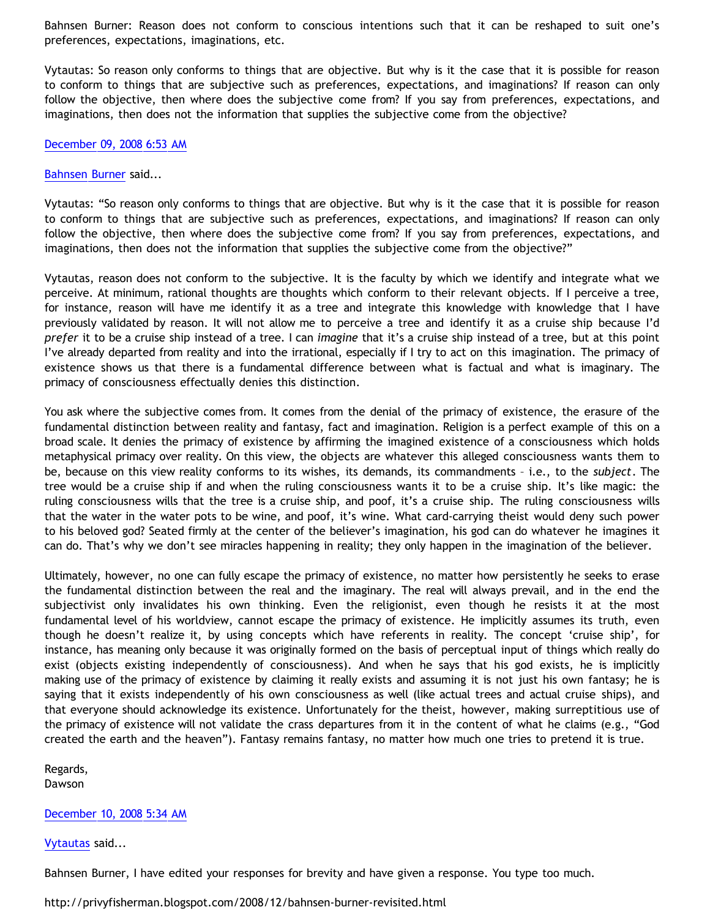Bahnsen Burner: Reason does not conform to conscious intentions such that it can be reshaped to suit one's preferences, expectations, imaginations, etc.

Vytautas: So reason only conforms to things that are objective. But why is it the case that it is possible for reason to conform to things that are subjective such as preferences, expectations, and imaginations? If reason can only follow the objective, then where does the subjective come from? If you say from preferences, expectations, and imaginations, then does not the information that supplies the subjective come from the objective?

December 09, 2008 6:53 AM

Bahnsen Burner said...

Vytautas: "So reason only conforms to things that are objective. But why is it the case that it is possible for reason to conform to things that are subjective such as preferences, expectations, and imaginations? If reason can only follow the objective, then where does the subjective come from? If you say from preferences, expectations, and imaginations, then does not the information that supplies the subjective come from the objective?"

Vytautas, reason does not conform to the subjective. It is the faculty by which we identify and integrate what we perceive. At minimum, rational thoughts are thoughts which conform to their relevant objects. If I perceive a tree, for instance, reason will have me identify it as a tree and integrate this knowledge with knowledge that I have previously validated by reason. It will not allow me to perceive a tree and identify it as a cruise ship because I'd *prefer* it to be a cruise ship instead of a tree. I can *imagine* that it's a cruise ship instead of a tree, but at this point I've already departed from reality and into the irrational, especially if I try to act on this imagination. The primacy of existence shows us that there is a fundamental difference between what is factual and what is imaginary. The primacy of consciousness effectually denies this distinction.

You ask where the subjective comes from. It comes from the denial of the primacy of existence, the erasure of the fundamental distinction between reality and fantasy, fact and imagination. Religion is a perfect example of this on a broad scale. It denies the primacy of existence by affirming the imagined existence of a consciousness which holds metaphysical primacy over reality. On this view, the objects are whatever this alleged consciousness wants them to be, because on this view reality conforms to its wishes, its demands, its commandments – i.e., to the *subject*. The tree would be a cruise ship if and when the ruling consciousness wants it to be a cruise ship. It's like magic: the ruling consciousness wills that the tree is a cruise ship, and poof, it's a cruise ship. The ruling consciousness wills that the water in the water pots to be wine, and poof, it's wine. What card-carrying theist would deny such power to his beloved god? Seated firmly at the center of the believer's imagination, his god can do whatever he imagines it can do. That's why we don't see miracles happening in reality; they only happen in the imagination of the believer.

Ultimately, however, no one can fully escape the primacy of existence, no matter how persistently he seeks to erase the fundamental distinction between the real and the imaginary. The real will always prevail, and in the end the subjectivist only invalidates his own thinking. Even the religionist, even though he resists it at the most fundamental level of his worldview, cannot escape the primacy of existence. He implicitly assumes its truth, even though he doesn't realize it, by using concepts which have referents in reality. The concept 'cruise ship', for instance, has meaning only because it was originally formed on the basis of perceptual input of things which really do exist (objects existing independently of consciousness). And when he says that his god exists, he is implicitly making use of the primacy of existence by claiming it really exists and assuming it is not just his own fantasy; he is saying that it exists independently of his own consciousness as well (like actual trees and actual cruise ships), and that everyone should acknowledge its existence. Unfortunately for the theist, however, making surreptitious use of the primacy of existence will not validate the crass departures from it in the content of what he claims (e.g., "God created the earth and the heaven"). Fantasy remains fantasy, no matter how much one tries to pretend it is true.

Regards,
Dawson

December 10, 2008 5:34 AM

Vytautas said...

Bahnsen Burner, I have edited your responses for brevity and have given a response. You type too much.

http://privyfisherman.blogspot.com/2008/12/bahnsen-burner-revisited.html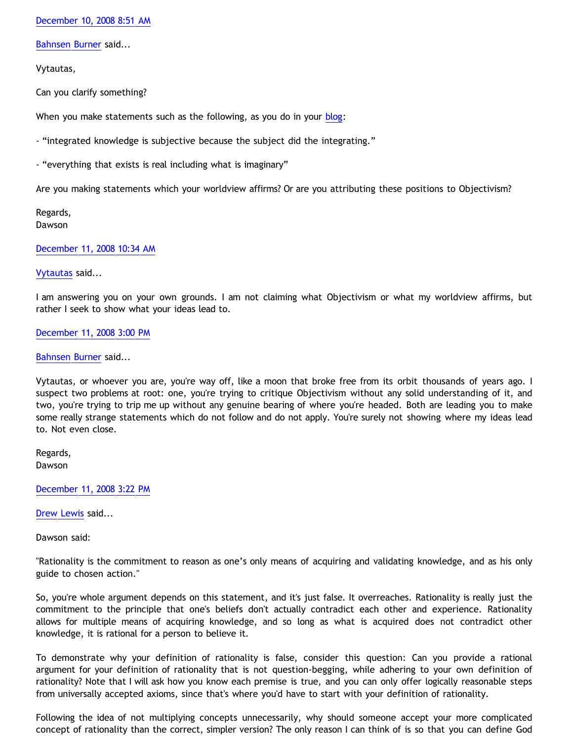December 10, 2008 8:51 AM

Bahnsen Burner said...

Vytautas,

Can you clarify something?

When you make statements such as the following, as you do in your blog:

- "integrated knowledge is subjective because the subject did the integrating."

- "everything that exists is real including what is imaginary"

Are you making statements which your worldview affirms? Or are you attributing these positions to Objectivism?

Regards,
Dawson

December 11, 2008 10:34 AM

Vytautas said...

I am answering you on your own grounds. I am not claiming what Objectivism or what my worldview affirms, but rather I seek to show what your ideas lead to.

December 11, 2008 3:00 PM

Bahnsen Burner said...

Vytautas, or whoever you are, you're way off, like a moon that broke free from its orbit thousands of years ago. I suspect two problems at root: one, you're trying to critique Objectivism without any solid understanding of it, and two, you're trying to trip me up without any genuine bearing of where you're headed. Both are leading you to make some really strange statements which do not follow and do not apply. You're surely not showing where my ideas lead to. Not even close.

Regards,
Dawson

December 11, 2008 3:22 PM

Drew Lewis said...

Dawson said:

"Rationality is the commitment to reason as one's only means of acquiring and validating knowledge, and as his only guide to chosen action."

So, you're whole argument depends on this statement, and it's just false. It overreaches. Rationality is really just the commitment to the principle that one's beliefs don't actually contradict each other and experience. Rationality allows for multiple means of acquiring knowledge, and so long as what is acquired does not contradict other knowledge, it is rational for a person to believe it.

To demonstrate why your definition of rationality is false, consider this question: Can you provide a rational argument for your definition of rationality that is not question-begging, while adhering to your own definition of rationality? Note that I will ask how you know each premise is true, and you can only offer logically reasonable steps from universally accepted axioms, since that's where you'd have to start with your definition of rationality.

Following the idea of not multiplying concepts unnecessarily, why should someone accept your more complicated concept of rationality than the correct, simpler version? The only reason I can think of is so that you can define God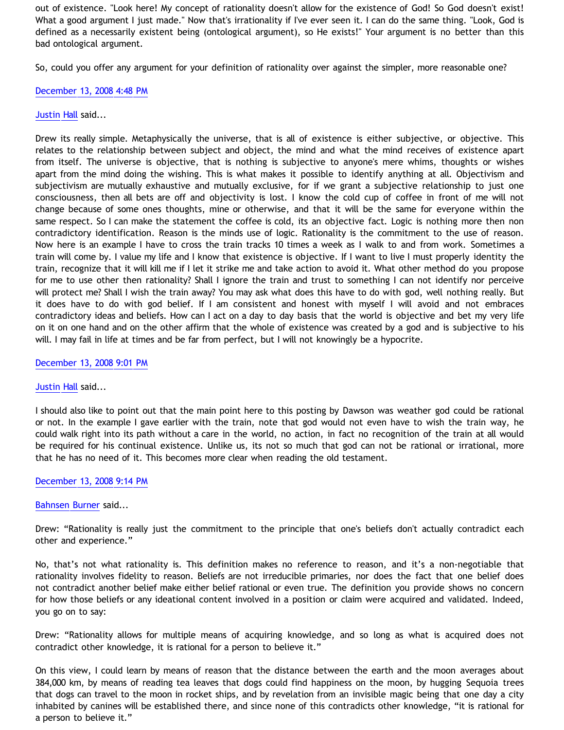out of existence. "Look here! My concept of rationality doesn't allow for the existence of God! So God doesn't exist! What a good argument I just made." Now that's irrationality if I've ever seen it. I can do the same thing. "Look, God is defined as a necessarily existent being (ontological argument), so He exists!" Your argument is no better than this bad ontological argument.

So, could you offer any argument for your definition of rationality over against the simpler, more reasonable one?

December 13, 2008 4:48 PM

Justin Hall said...

Drew its really simple. Metaphysically the universe, that is all of existence is either subjective, or objective. This relates to the relationship between subject and object, the mind and what the mind receives of existence apart from itself. The universe is objective, that is nothing is subjective to anyone's mere whims, thoughts or wishes apart from the mind doing the wishing. This is what makes it possible to identify anything at all. Objectivism and subjectivism are mutually exhaustive and mutually exclusive, for if we grant a subjective relationship to just one consciousness, then all bets are off and objectivity is lost. I know the cold cup of coffee in front of me will not change because of some ones thoughts, mine or otherwise, and that it will be the same for everyone within the same respect. So I can make the statement the coffee is cold, its an objective fact. Logic is nothing more then non contradictory identification. Reason is the minds use of logic. Rationality is the commitment to the use of reason. Now here is an example I have to cross the train tracks 10 times a week as I walk to and from work. Sometimes a train will come by. I value my life and I know that existence is objective. If I want to live I must properly identity the train, recognize that it will kill me if I let it strike me and take action to avoid it. What other method do you propose for me to use other then rationality? Shall I ignore the train and trust to something I can not identify nor perceive will protect me? Shall I wish the train away? You may ask what does this have to do with god, well nothing really. But it does have to do with god belief. If I am consistent and honest with myself I will avoid and not embraces contradictory ideas and beliefs. How can I act on a day to day basis that the world is objective and bet my very life on it on one hand and on the other affirm that the whole of existence was created by a god and is subjective to his will. I may fail in life at times and be far from perfect, but I will not knowingly be a hypocrite.

December 13, 2008 9:01 PM

Justin Hall said...

I should also like to point out that the main point here to this posting by Dawson was weather god could be rational or not. In the example I gave earlier with the train, note that god would not even have to wish the train way, he could walk right into its path without a care in the world, no action, in fact no recognition of the train at all would be required for his continual existence. Unlike us, its not so much that god can not be rational or irrational, more that he has no need of it. This becomes more clear when reading the old testament.

December 13, 2008 9:14 PM

Bahnsen Burner said...

Drew: "Rationality is really just the commitment to the principle that one's beliefs don't actually contradict each other and experience."

No, that's not what rationality is. This definition makes no reference to reason, and it's a non-negotiable that rationality involves fidelity to reason. Beliefs are not irreducible primaries, nor does the fact that one belief does not contradict another belief make either belief rational or even true. The definition you provide shows no concern for how those beliefs or any ideational content involved in a position or claim were acquired and validated. Indeed, you go on to say:

Drew: "Rationality allows for multiple means of acquiring knowledge, and so long as what is acquired does not contradict other knowledge, it is rational for a person to believe it."

On this view, I could learn by means of reason that the distance between the earth and the moon averages about 384,000 km, by means of reading tea leaves that dogs could find happiness on the moon, by hugging Sequoia trees that dogs can travel to the moon in rocket ships, and by revelation from an invisible magic being that one day a city inhabited by canines will be established there, and since none of this contradicts other knowledge, "it is rational for a person to believe it."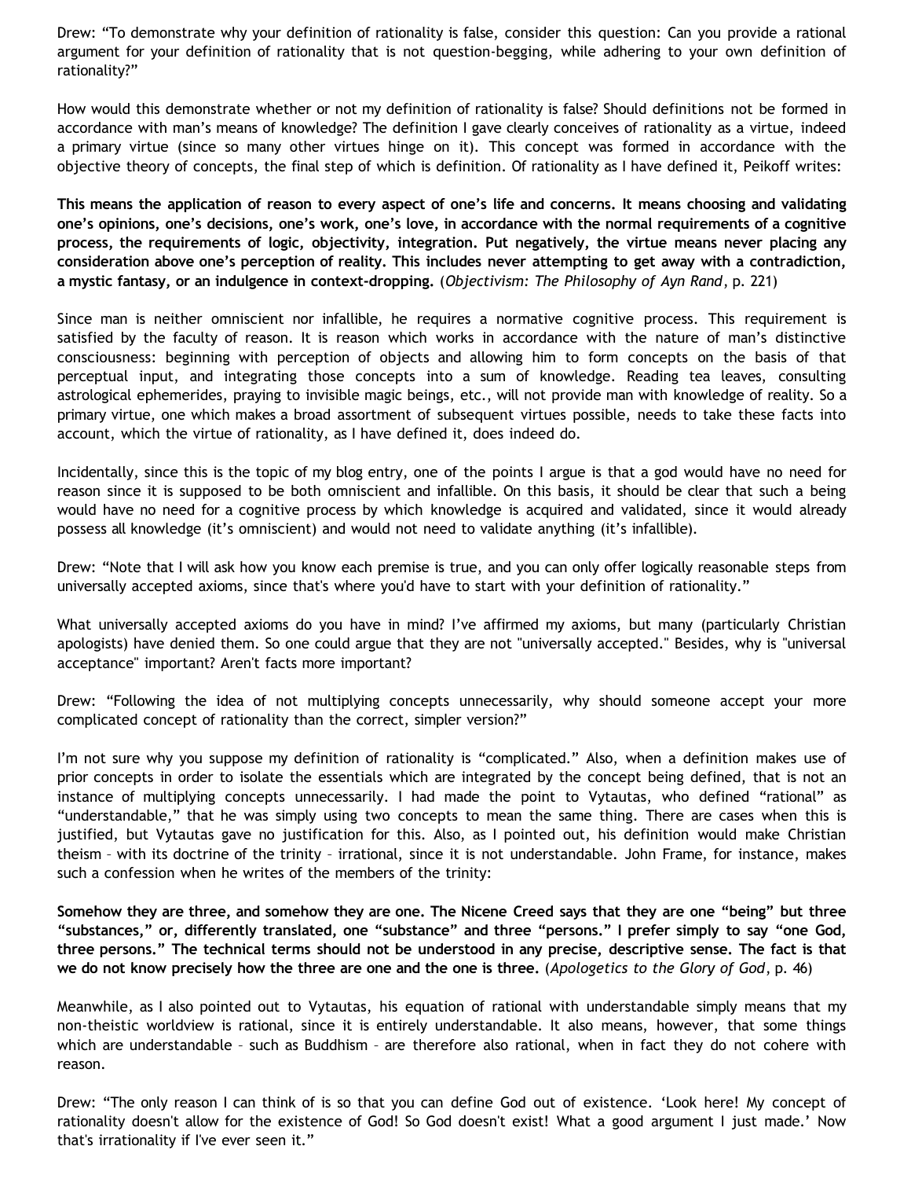Drew: "To demonstrate why your definition of rationality is false, consider this question: Can you provide a rational argument for your definition of rationality that is not question-begging, while adhering to your own definition of rationality?"

How would this demonstrate whether or not my definition of rationality is false? Should definitions not be formed in accordance with man's means of knowledge? The definition I gave clearly conceives of rationality as a virtue, indeed a primary virtue (since so many other virtues hinge on it). This concept was formed in accordance with the objective theory of concepts, the final step of which is definition. Of rationality as I have defined it, Peikoff writes:

**This means the application of reason to every aspect of one's life and concerns. It means choosing and validating one's opinions, one's decisions, one's work, one's love, in accordance with the normal requirements of a cognitive process, the requirements of logic, objectivity, integration. Put negatively, the virtue means never placing any consideration above one's perception of reality. This includes never attempting to get away with a contradiction, a mystic fantasy, or an indulgence in context-dropping.** (*Objectivism: The Philosophy of Ayn Rand*, p. 221)

Since man is neither omniscient nor infallible, he requires a normative cognitive process. This requirement is satisfied by the faculty of reason. It is reason which works in accordance with the nature of man's distinctive consciousness: beginning with perception of objects and allowing him to form concepts on the basis of that perceptual input, and integrating those concepts into a sum of knowledge. Reading tea leaves, consulting astrological ephemerides, praying to invisible magic beings, etc., will not provide man with knowledge of reality. So a primary virtue, one which makes a broad assortment of subsequent virtues possible, needs to take these facts into account, which the virtue of rationality, as I have defined it, does indeed do.

Incidentally, since this is the topic of my blog entry, one of the points I argue is that a god would have no need for reason since it is supposed to be both omniscient and infallible. On this basis, it should be clear that such a being would have no need for a cognitive process by which knowledge is acquired and validated, since it would already possess all knowledge (it's omniscient) and would not need to validate anything (it's infallible).

Drew: "Note that I will ask how you know each premise is true, and you can only offer logically reasonable steps from universally accepted axioms, since that's where you'd have to start with your definition of rationality."

What universally accepted axioms do you have in mind? I've affirmed my axioms, but many (particularly Christian apologists) have denied them. So one could argue that they are not "universally accepted." Besides, why is "universal acceptance" important? Aren't facts more important?

Drew: "Following the idea of not multiplying concepts unnecessarily, why should someone accept your more complicated concept of rationality than the correct, simpler version?"

I'm not sure why you suppose my definition of rationality is "complicated." Also, when a definition makes use of prior concepts in order to isolate the essentials which are integrated by the concept being defined, that is not an instance of multiplying concepts unnecessarily. I had made the point to Vytautas, who defined "rational" as "understandable," that he was simply using two concepts to mean the same thing. There are cases when this is justified, but Vytautas gave no justification for this. Also, as I pointed out, his definition would make Christian theism – with its doctrine of the trinity – irrational, since it is not understandable. John Frame, for instance, makes such a confession when he writes of the members of the trinity:

**Somehow they are three, and somehow they are one. The Nicene Creed says that they are one "being" but three "substances," or, differently translated, one "substance" and three "persons." I prefer simply to say "one God, three persons." The technical terms should not be understood in any precise, descriptive sense. The fact is that we do not know precisely how the three are one and the one is three.** (*Apologetics to the Glory of God*, p. 46)

Meanwhile, as I also pointed out to Vytautas, his equation of rational with understandable simply means that my non-theistic worldview is rational, since it is entirely understandable. It also means, however, that some things which are understandable – such as Buddhism – are therefore also rational, when in fact they do not cohere with reason.

Drew: "The only reason I can think of is so that you can define God out of existence. 'Look here! My concept of rationality doesn't allow for the existence of God! So God doesn't exist! What a good argument I just made.' Now that's irrationality if I've ever seen it."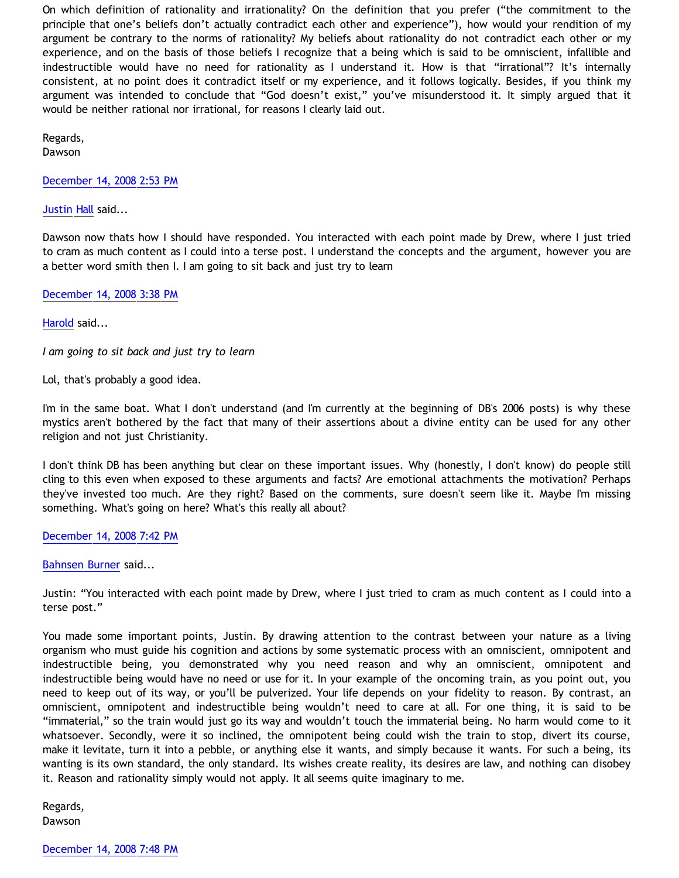On which definition of rationality and irrationality? On the definition that you prefer ("the commitment to the principle that one's beliefs don't actually contradict each other and experience"), how would your rendition of my argument be contrary to the norms of rationality? My beliefs about rationality do not contradict each other or my experience, and on the basis of those beliefs I recognize that a being which is said to be omniscient, infallible and indestructible would have no need for rationality as I understand it. How is that "irrational"? It's internally consistent, at no point does it contradict itself or my experience, and it follows logically. Besides, if you think my argument was intended to conclude that "God doesn't exist," you've misunderstood it. It simply argued that it would be neither rational nor irrational, for reasons I clearly laid out.

Regards,
Dawson

December 14, 2008 2:53 PM

Justin Hall said...

Dawson now thats how I should have responded. You interacted with each point made by Drew, where I just tried to cram as much content as I could into a terse post. I understand the concepts and the argument, however you are a better word smith then I. I am going to sit back and just try to learn

December 14, 2008 3:38 PM

Harold said...

*I am going to sit back and just try to learn*

Lol, that's probably a good idea.

I'm in the same boat. What I don't understand (and I'm currently at the beginning of DB's 2006 posts) is why these mystics aren't bothered by the fact that many of their assertions about a divine entity can be used for any other religion and not just Christianity.

I don't think DB has been anything but clear on these important issues. Why (honestly, I don't know) do people still cling to this even when exposed to these arguments and facts? Are emotional attachments the motivation? Perhaps they've invested too much. Are they right? Based on the comments, sure doesn't seem like it. Maybe I'm missing something. What's going on here? What's this really all about?

December 14, 2008 7:42 PM

Bahnsen Burner said...

Justin: "You interacted with each point made by Drew, where I just tried to cram as much content as I could into a terse post."

You made some important points, Justin. By drawing attention to the contrast between your nature as a living organism who must guide his cognition and actions by some systematic process with an omniscient, omnipotent and indestructible being, you demonstrated why you need reason and why an omniscient, omnipotent and indestructible being would have no need or use for it. In your example of the oncoming train, as you point out, you need to keep out of its way, or you'll be pulverized. Your life depends on your fidelity to reason. By contrast, an omniscient, omnipotent and indestructible being wouldn't need to care at all. For one thing, it is said to be "immaterial," so the train would just go its way and wouldn't touch the immaterial being. No harm would come to it whatsoever. Secondly, were it so inclined, the omnipotent being could wish the train to stop, divert its course, make it levitate, turn it into a pebble, or anything else it wants, and simply because it wants. For such a being, its wanting is its own standard, the only standard. Its wishes create reality, its desires are law, and nothing can disobey it. Reason and rationality simply would not apply. It all seems quite imaginary to me.

Regards,
Dawson

December 14, 2008 7:48 PM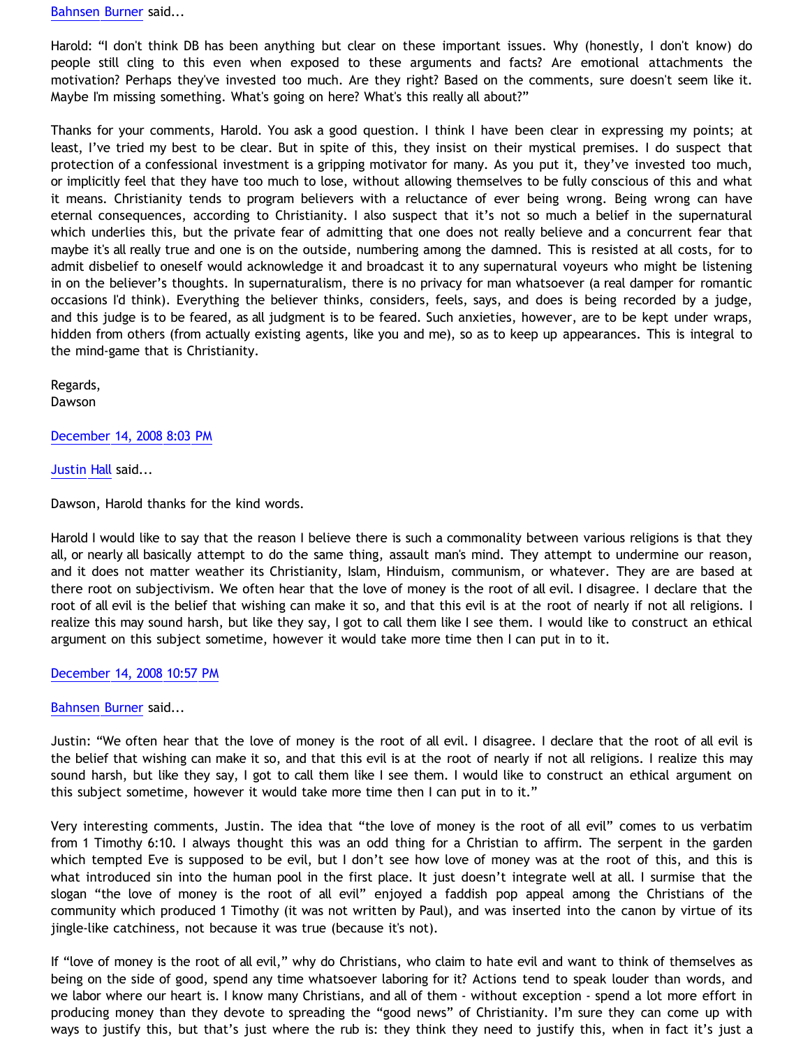[Bahnsen Burner](#) said...

Harold: "I don't think DB has been anything but clear on these important issues. Why (honestly, I don't know) do people still cling to this even when exposed to these arguments and facts? Are emotional attachments the motivation? Perhaps they've invested too much. Are they right? Based on the comments, sure doesn't seem like it. Maybe I'm missing something. What's going on here? What's this really all about?"

Thanks for your comments, Harold. You ask a good question. I think I have been clear in expressing my points; at least, I've tried my best to be clear. But in spite of this, they insist on their mystical premises. I do suspect that protection of a confessional investment is a gripping motivator for many. As you put it, they've invested too much, or implicitly feel that they have too much to lose, without allowing themselves to be fully conscious of this and what it means. Christianity tends to program believers with a reluctance of ever being wrong. Being wrong can have eternal consequences, according to Christianity. I also suspect that it's not so much a belief in the supernatural which underlies this, but the private fear of admitting that one does not really believe and a concurrent fear that maybe it's all really true and one is on the outside, numbering among the damned. This is resisted at all costs, for to admit disbelief to oneself would acknowledge it and broadcast it to any supernatural voyeurs who might be listening in on the believer's thoughts. In supernaturalism, there is no privacy for man whatsoever (a real damper for romantic occasions I'd think). Everything the believer thinks, considers, feels, says, and does is being recorded by a judge, and this judge is to be feared, as all judgment is to be feared. Such anxieties, however, are to be kept under wraps, hidden from others (from actually existing agents, like you and me), so as to keep up appearances. This is integral to the mind-game that is Christianity.

Regards,
Dawson

[December 14, 2008 8:03 PM](#)

[Justin Hall](#) said...

Dawson, Harold thanks for the kind words.

Harold I would like to say that the reason I believe there is such a commonality between various religions is that they all, or nearly all basically attempt to do the same thing, assault man's mind. They attempt to undermine our reason, and it does not matter weather its Christianity, Islam, Hinduism, communism, or whatever. They are are based at there root on subjectivism. We often hear that the love of money is the root of all evil. I disagree. I declare that the root of all evil is the belief that wishing can make it so, and that this evil is at the root of nearly if not all religions. I realize this may sound harsh, but like they say, I got to call them like I see them. I would like to construct an ethical argument on this subject sometime, however it would take more time then I can put in to it.

[December 14, 2008 10:57 PM](#)

[Bahnsen Burner](#) said...

Justin: "We often hear that the love of money is the root of all evil. I disagree. I declare that the root of all evil is the belief that wishing can make it so, and that this evil is at the root of nearly if not all religions. I realize this may sound harsh, but like they say, I got to call them like I see them. I would like to construct an ethical argument on this subject sometime, however it would take more time then I can put in to it."

Very interesting comments, Justin. The idea that "the love of money is the root of all evil" comes to us verbatim from 1 Timothy 6:10. I always thought this was an odd thing for a Christian to affirm. The serpent in the garden which tempted Eve is supposed to be evil, but I don't see how love of money was at the root of this, and this is what introduced sin into the human pool in the first place. It just doesn't integrate well at all. I surmise that the slogan "the love of money is the root of all evil" enjoyed a faddish pop appeal among the Christians of the community which produced 1 Timothy (it was not written by Paul), and was inserted into the canon by virtue of its jingle-like catchiness, not because it was true (because it's not).

If "love of money is the root of all evil," why do Christians, who claim to hate evil and want to think of themselves as being on the side of good, spend any time whatsoever laboring for it? Actions tend to speak louder than words, and we labor where our heart is. I know many Christians, and all of them - without exception - spend a lot more effort in producing money than they devote to spreading the "good news" of Christianity. I'm sure they can come up with ways to justify this, but that's just where the rub is: they think they need to justify this, when in fact it's just a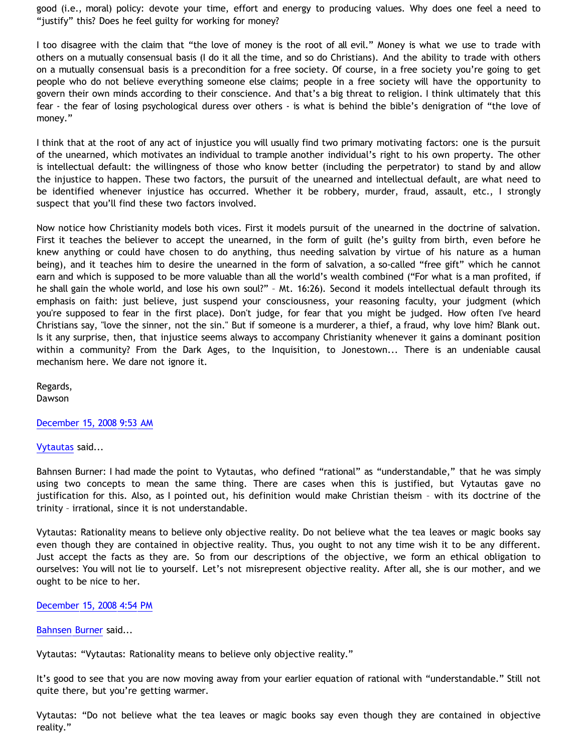good (i.e., moral) policy: devote your time, effort and energy to producing values. Why does one feel a need to "justify" this? Does he feel guilty for working for money?

I too disagree with the claim that "the love of money is the root of all evil." Money is what we use to trade with others on a mutually consensual basis (I do it all the time, and so do Christians). And the ability to trade with others on a mutually consensual basis is a precondition for a free society. Of course, in a free society you're going to get people who do not believe everything someone else claims; people in a free society will have the opportunity to govern their own minds according to their conscience. And that's a big threat to religion. I think ultimately that this fear - the fear of losing psychological duress over others - is what is behind the bible's denigration of "the love of money."

I think that at the root of any act of injustice you will usually find two primary motivating factors: one is the pursuit of the unearned, which motivates an individual to trample another individual's right to his own property. The other is intellectual default: the willingness of those who know better (including the perpetrator) to stand by and allow the injustice to happen. These two factors, the pursuit of the unearned and intellectual default, are what need to be identified whenever injustice has occurred. Whether it be robbery, murder, fraud, assault, etc., I strongly suspect that you'll find these two factors involved.

Now notice how Christianity models both vices. First it models pursuit of the unearned in the doctrine of salvation. First it teaches the believer to accept the unearned, in the form of guilt (he's guilty from birth, even before he knew anything or could have chosen to do anything, thus needing salvation by virtue of his nature as a human being), and it teaches him to desire the unearned in the form of salvation, a so-called "free gift" which he cannot earn and which is supposed to be more valuable than all the world's wealth combined ("For what is a man profited, if he shall gain the whole world, and lose his own soul?" – Mt. 16:26). Second it models intellectual default through its emphasis on faith: just believe, just suspend your consciousness, your reasoning faculty, your judgment (which you're supposed to fear in the first place). Don't judge, for fear that you might be judged. How often I've heard Christians say, "love the sinner, not the sin." But if someone is a murderer, a thief, a fraud, why love him? Blank out. Is it any surprise, then, that injustice seems always to accompany Christianity whenever it gains a dominant position within a community? From the Dark Ages, to the Inquisition, to Jonestown... There is an undeniable causal mechanism here. We dare not ignore it.

Regards,
Dawson

December 15, 2008 9:53 AM

Vytautas said...

Bahnsen Burner: I had made the point to Vytautas, who defined "rational" as "understandable," that he was simply using two concepts to mean the same thing. There are cases when this is justified, but Vytautas gave no justification for this. Also, as I pointed out, his definition would make Christian theism – with its doctrine of the trinity – irrational, since it is not understandable.

Vytautas: Rationality means to believe only objective reality. Do not believe what the tea leaves or magic books say even though they are contained in objective reality. Thus, you ought to not any time wish it to be any different. Just accept the facts as they are. So from our descriptions of the objective, we form an ethical obligation to ourselves: You will not lie to yourself. Let's not misrepresent objective reality. After all, she is our mother, and we ought to be nice to her.

December 15, 2008 4:54 PM

Bahnsen Burner said...

Vytautas: "Vytautas: Rationality means to believe only objective reality."

It's good to see that you are now moving away from your earlier equation of rational with "understandable." Still not quite there, but you're getting warmer.

Vytautas: "Do not believe what the tea leaves or magic books say even though they are contained in objective reality."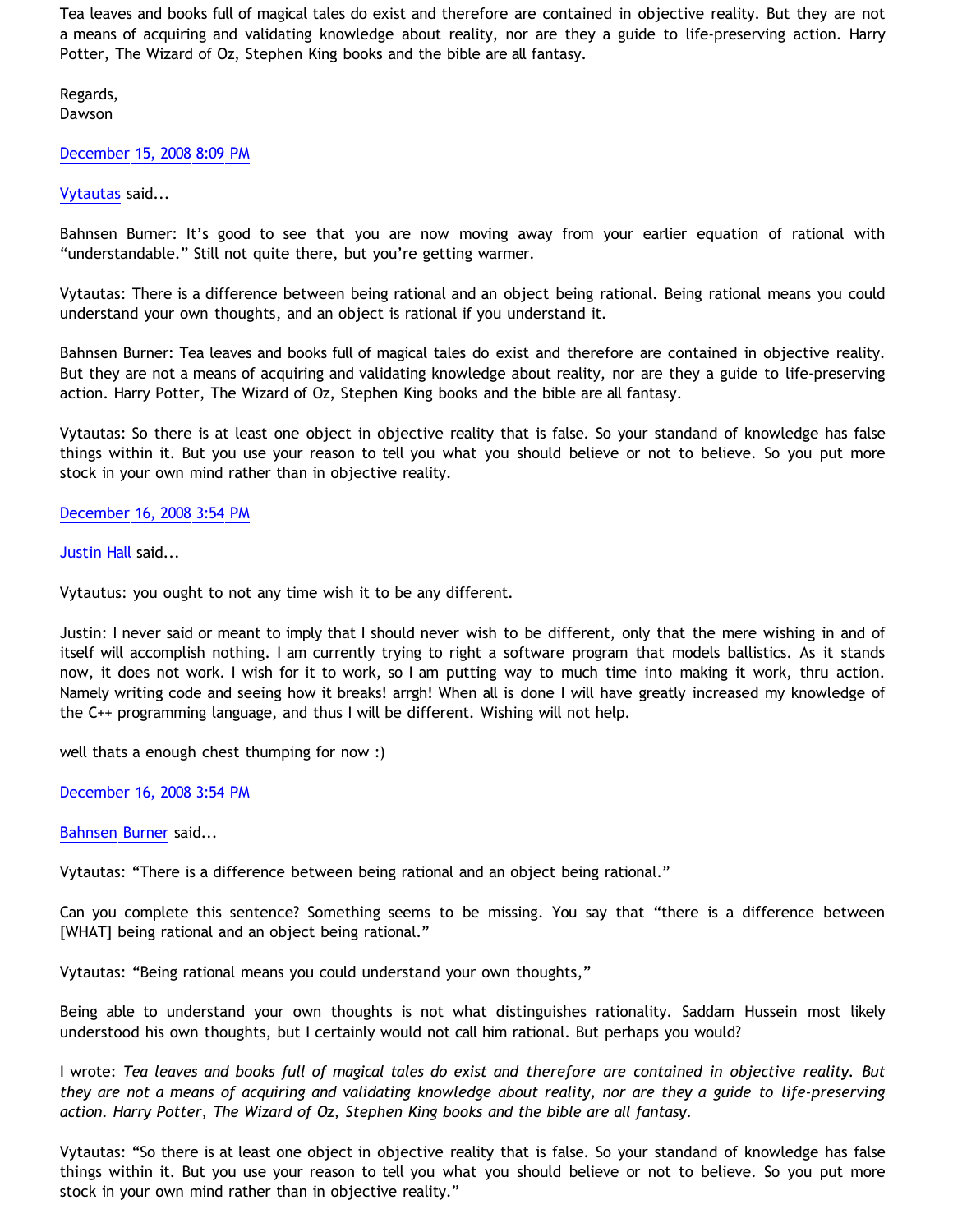Tea leaves and books full of magical tales do exist and therefore are contained in objective reality. But they are not a means of acquiring and validating knowledge about reality, nor are they a guide to life-preserving action. Harry Potter, The Wizard of Oz, Stephen King books and the bible are all fantasy.

Regards,
Dawson

December 15, 2008 8:09 PM

Vytautas said...

Bahnsen Burner: It's good to see that you are now moving away from your earlier equation of rational with "understandable." Still not quite there, but you're getting warmer.

Vytautas: There is a difference between being rational and an object being rational. Being rational means you could understand your own thoughts, and an object is rational if you understand it.

Bahnsen Burner: Tea leaves and books full of magical tales do exist and therefore are contained in objective reality. But they are not a means of acquiring and validating knowledge about reality, nor are they a guide to life-preserving action. Harry Potter, The Wizard of Oz, Stephen King books and the bible are all fantasy.

Vytautas: So there is at least one object in objective reality that is false. So your standand of knowledge has false things within it. But you use your reason to tell you what you should believe or not to believe. So you put more stock in your own mind rather than in objective reality.

December 16, 2008 3:54 PM

Justin Hall said...

Vytautus: you ought to not any time wish it to be any different.

Justin: I never said or meant to imply that I should never wish to be different, only that the mere wishing in and of itself will accomplish nothing. I am currently trying to right a software program that models ballistics. As it stands now, it does not work. I wish for it to work, so I am putting way to much time into making it work, thru action. Namely writing code and seeing how it breaks! arrgh! When all is done I will have greatly increased my knowledge of the C++ programming language, and thus I will be different. Wishing will not help.

well thats a enough chest thumping for now :)

December 16, 2008 3:54 PM

Bahnsen Burner said...

Vytautas: "There is a difference between being rational and an object being rational."

Can you complete this sentence? Something seems to be missing. You say that "there is a difference between [WHAT] being rational and an object being rational."

Vytautas: "Being rational means you could understand your own thoughts,"

Being able to understand your own thoughts is not what distinguishes rationality. Saddam Hussein most likely understood his own thoughts, but I certainly would not call him rational. But perhaps you would?

I wrote: *Tea leaves and books full of magical tales do exist and therefore are contained in objective reality. But they are not a means of acquiring and validating knowledge about reality, nor are they a guide to life-preserving action. Harry Potter, The Wizard of Oz, Stephen King books and the bible are all fantasy.*

Vytautas: "So there is at least one object in objective reality that is false. So your standand of knowledge has false things within it. But you use your reason to tell you what you should believe or not to believe. So you put more stock in your own mind rather than in objective reality."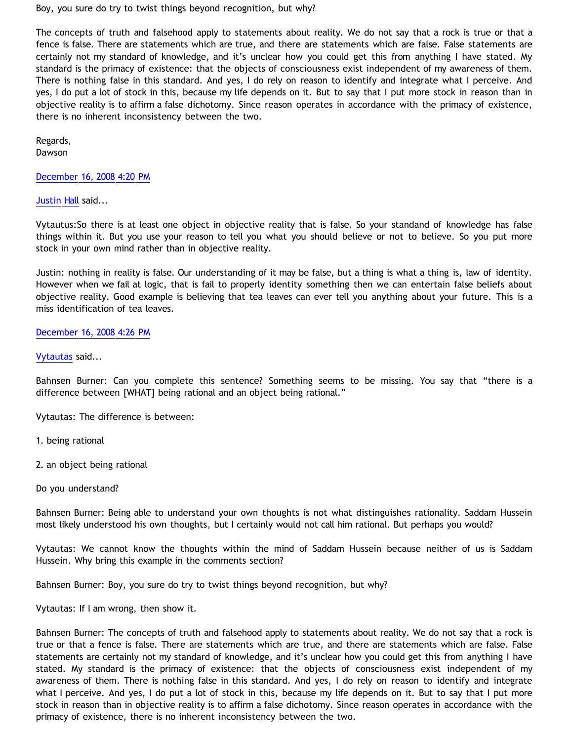Boy, you sure do try to twist things beyond recognition, but why?

The concepts of truth and falsehood apply to statements about reality. We do not say that a rock is true or that a fence is false. There are statements which are true, and there are statements which are false. False statements are certainly not my standard of knowledge, and it's unclear how you could get this from anything I have stated. My standard is the primacy of existence: that the objects of consciousness exist independent of my awareness of them. There is nothing false in this standard. And yes, I do rely on reason to identify and integrate what I perceive. And yes, I do put a lot of stock in this, because my life depends on it. But to say that I put more stock in reason than in objective reality is to affirm a false dichotomy. Since reason operates in accordance with the primacy of existence, there is no inherent inconsistency between the two.

Regards,
Dawson

December 16, 2008 4:20 PM

Justin Hall said...

Vytautus:So there is at least one object in objective reality that is false. So your standand of knowledge has false things within it. But you use your reason to tell you what you should believe or not to believe. So you put more stock in your own mind rather than in objective reality.

Justin: nothing in reality is false. Our understanding of it may be false, but a thing is what a thing is, law of identity. However when we fail at logic, that is fail to properly identity something then we can entertain false beliefs about objective reality. Good example is believing that tea leaves can ever tell you anything about your future. This is a miss identification of tea leaves.

December 16, 2008 4:26 PM

Vytautas said...

Bahnsen Burner: Can you complete this sentence? Something seems to be missing. You say that "there is a difference between [WHAT] being rational and an object being rational."

Vytautas: The difference is between:

1. being rational

2. an object being rational

Do you understand?

Bahnsen Burner: Being able to understand your own thoughts is not what distinguishes rationality. Saddam Hussein most likely understood his own thoughts, but I certainly would not call him rational. But perhaps you would?

Vytautas: We cannot know the thoughts within the mind of Saddam Hussein because neither of us is Saddam Hussein. Why bring this example in the comments section?

Bahnsen Burner: Boy, you sure do try to twist things beyond recognition, but why?

Vytautas: If I am wrong, then show it.

Bahnsen Burner: The concepts of truth and falsehood apply to statements about reality. We do not say that a rock is true or that a fence is false. There are statements which are true, and there are statements which are false. False statements are certainly not my standard of knowledge, and it's unclear how you could get this from anything I have stated. My standard is the primacy of existence: that the objects of consciousness exist independent of my awareness of them. There is nothing false in this standard. And yes, I do rely on reason to identify and integrate what I perceive. And yes, I do put a lot of stock in this, because my life depends on it. But to say that I put more stock in reason than in objective reality is to affirm a false dichotomy. Since reason operates in accordance with the primacy of existence, there is no inherent inconsistency between the two.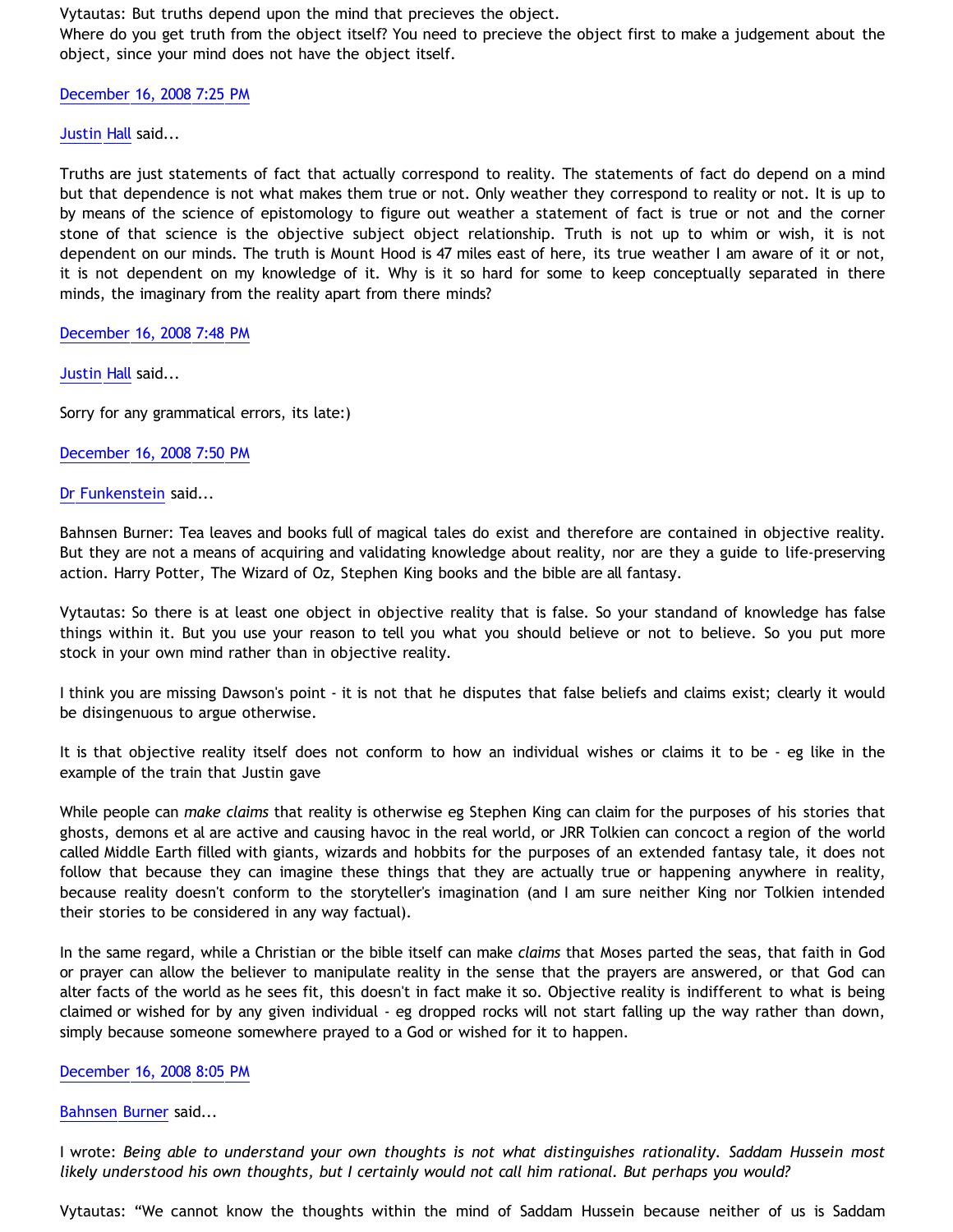Vytautas: But truths depend upon the mind that precieves the object.
Where do you get truth from the object itself? You need to precieve the object first to make a judgement about the object, since your mind does not have the object itself.

December 16, 2008 7:25 PM

Justin Hall said...

Truths are just statements of fact that actually correspond to reality. The statements of fact do depend on a mind but that dependence is not what makes them true or not. Only weather they correspond to reality or not. It is up to by means of the science of epistomology to figure out weather a statement of fact is true or not and the corner stone of that science is the objective subject object relationship. Truth is not up to whim or wish, it is not dependent on our minds. The truth is Mount Hood is 47 miles east of here, its true weather I am aware of it or not, it is not dependent on my knowledge of it. Why is it so hard for some to keep conceptually separated in there minds, the imaginary from the reality apart from there minds?

December 16, 2008 7:48 PM

Justin Hall said...

Sorry for any grammatical errors, its late:)

December 16, 2008 7:50 PM

Dr Funkenstein said...

Bahnsen Burner: Tea leaves and books full of magical tales do exist and therefore are contained in objective reality. But they are not a means of acquiring and validating knowledge about reality, nor are they a guide to life-preserving action. Harry Potter, The Wizard of Oz, Stephen King books and the bible are all fantasy.

Vytautas: So there is at least one object in objective reality that is false. So your standand of knowledge has false things within it. But you use your reason to tell you what you should believe or not to believe. So you put more stock in your own mind rather than in objective reality.

I think you are missing Dawson's point - it is not that he disputes that false beliefs and claims exist; clearly it would be disingenuous to argue otherwise.

It is that objective reality itself does not conform to how an individual wishes or claims it to be - eg like in the example of the train that Justin gave

While people can *make claims* that reality is otherwise eg Stephen King can claim for the purposes of his stories that ghosts, demons et al are active and causing havoc in the real world, or JRR Tolkien can concoct a region of the world called Middle Earth filled with giants, wizards and hobbits for the purposes of an extended fantasy tale, it does not follow that because they can imagine these things that they are actually true or happening anywhere in reality, because reality doesn't conform to the storyteller's imagination (and I am sure neither King nor Tolkien intended their stories to be considered in any way factual).

In the same regard, while a Christian or the bible itself can make *claims* that Moses parted the seas, that faith in God or prayer can allow the believer to manipulate reality in the sense that the prayers are answered, or that God can alter facts of the world as he sees fit, this doesn't in fact make it so. Objective reality is indifferent to what is being claimed or wished for by any given individual - eg dropped rocks will not start falling up the way rather than down, simply because someone somewhere prayed to a God or wished for it to happen.

December 16, 2008 8:05 PM

Bahnsen Burner said...

I wrote: *Being able to understand your own thoughts is not what distinguishes rationality. Saddam Hussein most likely understood his own thoughts, but I certainly would not call him rational. But perhaps you would?*

Vytautas: “We cannot know the thoughts within the mind of Saddam Hussein because neither of us is Saddam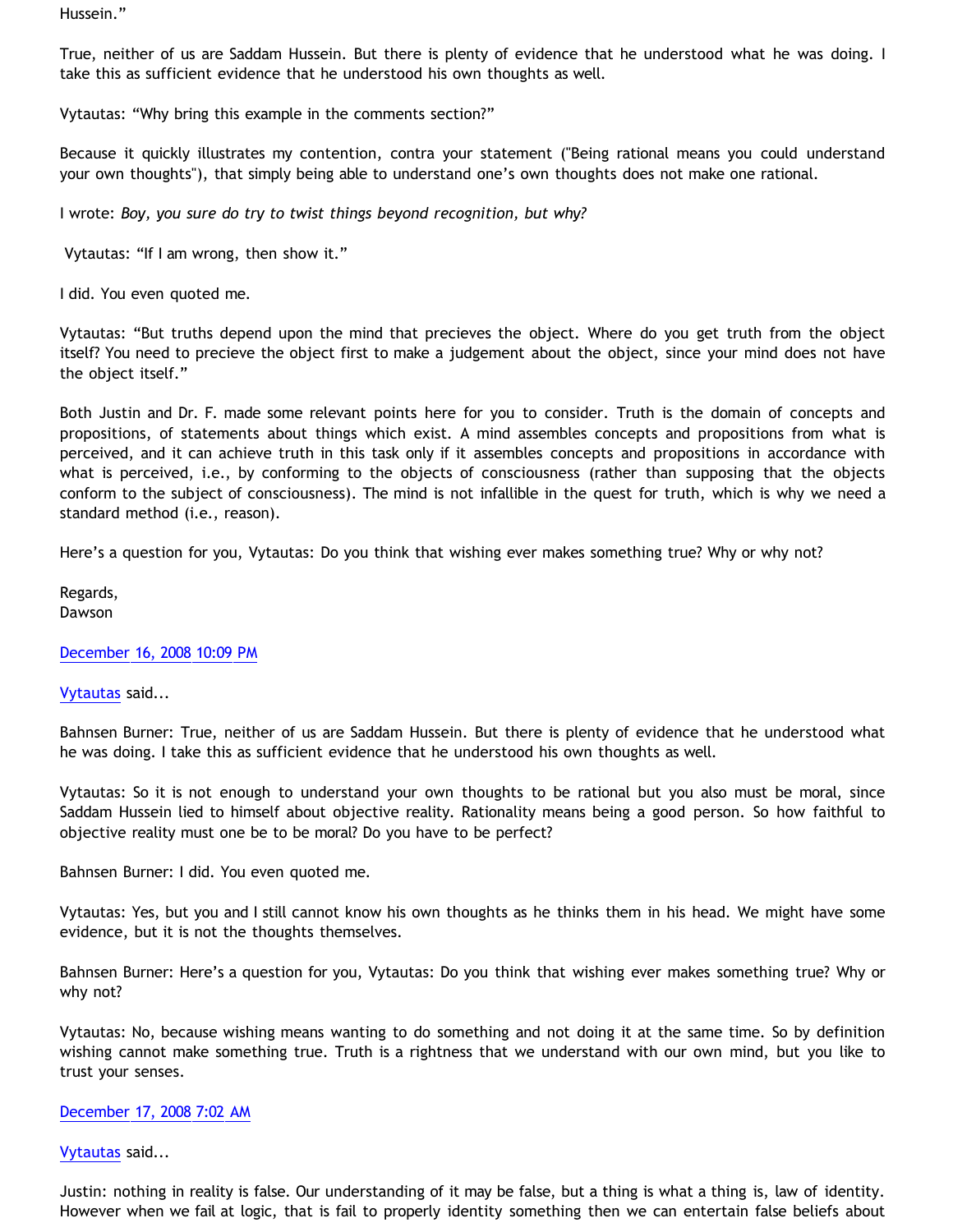Hussein."

True, neither of us are Saddam Hussein. But there is plenty of evidence that he understood what he was doing. I take this as sufficient evidence that he understood his own thoughts as well.

Vytautas: "Why bring this example in the comments section?"

Because it quickly illustrates my contention, contra your statement ("Being rational means you could understand your own thoughts"), that simply being able to understand one's own thoughts does not make one rational.

I wrote: *Boy, you sure do try to twist things beyond recognition, but why?*

Vytautas: "If I am wrong, then show it."

I did. You even quoted me.

Vytautas: "But truths depend upon the mind that precieves the object. Where do you get truth from the object itself? You need to precieve the object first to make a judgement about the object, since your mind does not have the object itself."

Both Justin and Dr. F. made some relevant points here for you to consider. Truth is the domain of concepts and propositions, of statements about things which exist. A mind assembles concepts and propositions from what is perceived, and it can achieve truth in this task only if it assembles concepts and propositions in accordance with what is perceived, i.e., by conforming to the objects of consciousness (rather than supposing that the objects conform to the subject of consciousness). The mind is not infallible in the quest for truth, which is why we need a standard method (i.e., reason).

Here's a question for you, Vytautas: Do you think that wishing ever makes something true? Why or why not?

Regards,
Dawson

December 16, 2008 10:09 PM

Vytautas said...

Bahnsen Burner: True, neither of us are Saddam Hussein. But there is plenty of evidence that he understood what he was doing. I take this as sufficient evidence that he understood his own thoughts as well.

Vytautas: So it is not enough to understand your own thoughts to be rational but you also must be moral, since Saddam Hussein lied to himself about objective reality. Rationality means being a good person. So how faithful to objective reality must one be to be moral? Do you have to be perfect?

Bahnsen Burner: I did. You even quoted me.

Vytautas: Yes, but you and I still cannot know his own thoughts as he thinks them in his head. We might have some evidence, but it is not the thoughts themselves.

Bahnsen Burner: Here's a question for you, Vytautas: Do you think that wishing ever makes something true? Why or why not?

Vytautas: No, because wishing means wanting to do something and not doing it at the same time. So by definition wishing cannot make something true. Truth is a rightness that we understand with our own mind, but you like to trust your senses.

December 17, 2008 7:02 AM

Vytautas said...

Justin: nothing in reality is false. Our understanding of it may be false, but a thing is what a thing is, law of identity. However when we fail at logic, that is fail to properly identity something then we can entertain false beliefs about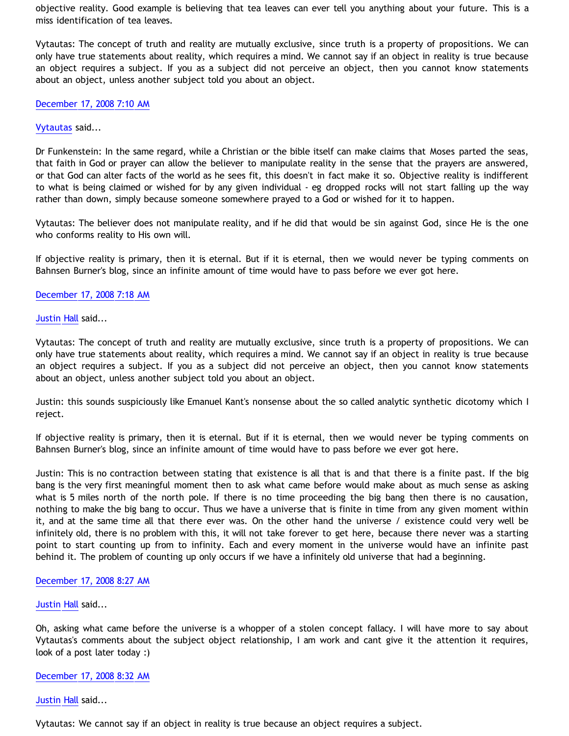objective reality. Good example is believing that tea leaves can ever tell you anything about your future. This is a miss identification of tea leaves.

Vytautas: The concept of truth and reality are mutually exclusive, since truth is a property of propositions. We can only have true statements about reality, which requires a mind. We cannot say if an object in reality is true because an object requires a subject. If you as a subject did not perceive an object, then you cannot know statements about an object, unless another subject told you about an object.

December 17, 2008 7:10 AM

Vytautas said...

Dr Funkenstein: In the same regard, while a Christian or the bible itself can make claims that Moses parted the seas, that faith in God or prayer can allow the believer to manipulate reality in the sense that the prayers are answered, or that God can alter facts of the world as he sees fit, this doesn't in fact make it so. Objective reality is indifferent to what is being claimed or wished for by any given individual - eg dropped rocks will not start falling up the way rather than down, simply because someone somewhere prayed to a God or wished for it to happen.

Vytautas: The believer does not manipulate reality, and if he did that would be sin against God, since He is the one who conforms reality to His own will.

If objective reality is primary, then it is eternal. But if it is eternal, then we would never be typing comments on Bahnsen Burner's blog, since an infinite amount of time would have to pass before we ever got here.

December 17, 2008 7:18 AM

Justin Hall said...

Vytautas: The concept of truth and reality are mutually exclusive, since truth is a property of propositions. We can only have true statements about reality, which requires a mind. We cannot say if an object in reality is true because an object requires a subject. If you as a subject did not perceive an object, then you cannot know statements about an object, unless another subject told you about an object.

Justin: this sounds suspiciously like Emanuel Kant's nonsense about the so called analytic synthetic dicotomy which I reject.

If objective reality is primary, then it is eternal. But if it is eternal, then we would never be typing comments on Bahnsen Burner's blog, since an infinite amount of time would have to pass before we ever got here.

Justin: This is no contraction between stating that existence is all that is and that there is a finite past. If the big bang is the very first meaningful moment then to ask what came before would make about as much sense as asking what is 5 miles north of the north pole. If there is no time proceeding the big bang then there is no causation, nothing to make the big bang to occur. Thus we have a universe that is finite in time from any given moment within it, and at the same time all that there ever was. On the other hand the universe / existence could very well be infinitely old, there is no problem with this, it will not take forever to get here, because there never was a starting point to start counting up from to infinity. Each and every moment in the universe would have an infinite past behind it. The problem of counting up only occurs if we have a infinitely old universe that had a beginning.

December 17, 2008 8:27 AM

Justin Hall said...

Oh, asking what came before the universe is a whopper of a stolen concept fallacy. I will have more to say about Vytautas's comments about the subject object relationship, I am work and cant give it the attention it requires, look of a post later today :)

December 17, 2008 8:32 AM

Justin Hall said...

Vytautas: We cannot say if an object in reality is true because an object requires a subject.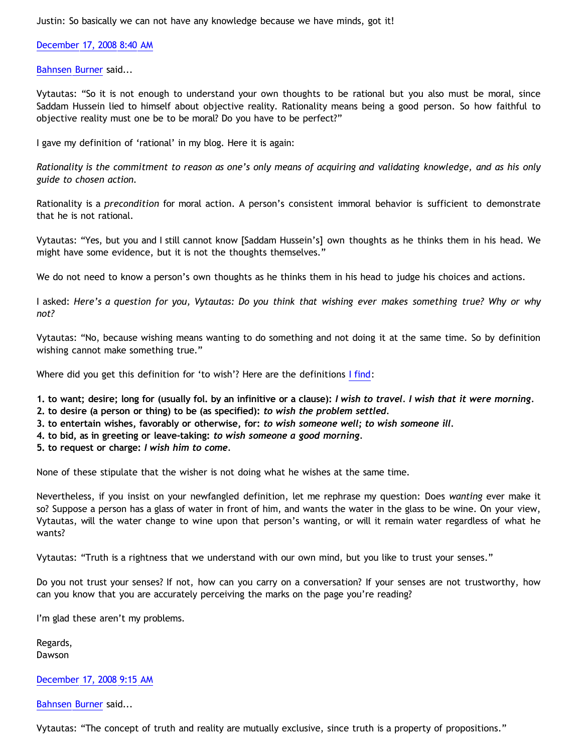Justin: So basically we can not have any knowledge because we have minds, got it!

[December 17, 2008 8:40 AM]

[Bahnsen Burner] said...

Vytautas: "So it is not enough to understand your own thoughts to be rational but you also must be moral, since Saddam Hussein lied to himself about objective reality. Rationality means being a good person. So how faithful to objective reality must one be to be moral? Do you have to be perfect?"

I gave my definition of 'rational' in my blog. Here it is again:

*Rationality is the commitment to reason as one's only means of acquiring and validating knowledge, and as his only guide to chosen action.*

Rationality is a *precondition* for moral action. A person's consistent immoral behavior is sufficient to demonstrate that he is not rational.

Vytautas: "Yes, but you and I still cannot know [Saddam Hussein's] own thoughts as he thinks them in his head. We might have some evidence, but it is not the thoughts themselves."

We do not need to know a person's own thoughts as he thinks them in his head to judge his choices and actions.

I asked: *Here's a question for you, Vytautas: Do you think that wishing ever makes something true? Why or why not?*

Vytautas: "No, because wishing means wanting to do something and not doing it at the same time. So by definition wishing cannot make something true."

Where did you get this definition for 'to wish'? Here are the definitions [I find]:

**1. to want; desire; long for (usually fol. by an infinitive or a clause):** ***I wish to travel. I wish that it were morning.***
**2. to desire (a person or thing) to be (as specified):** ***to wish the problem settled.***
**3. to entertain wishes, favorably or otherwise, for:** ***to wish someone well; to wish someone ill.***
**4. to bid, as in greeting or leave-taking:** ***to wish someone a good morning.***
**5. to request or charge:** ***I wish him to come.***

None of these stipulate that the wisher is not doing what he wishes at the same time.

Nevertheless, if you insist on your newfangled definition, let me rephrase my question: Does *wanting* ever make it so? Suppose a person has a glass of water in front of him, and wants the water in the glass to be wine. On your view, Vytautas, will the water change to wine upon that person's wanting, or will it remain water regardless of what he wants?

Vytautas: "Truth is a rightness that we understand with our own mind, but you like to trust your senses."

Do you not trust your senses? If not, how can you carry on a conversation? If your senses are not trustworthy, how can you know that you are accurately perceiving the marks on the page you're reading?

I'm glad these aren't my problems.

Regards,
Dawson

[December 17, 2008 9:15 AM]

[Bahnsen Burner] said...

Vytautas: "The concept of truth and reality are mutually exclusive, since truth is a property of propositions."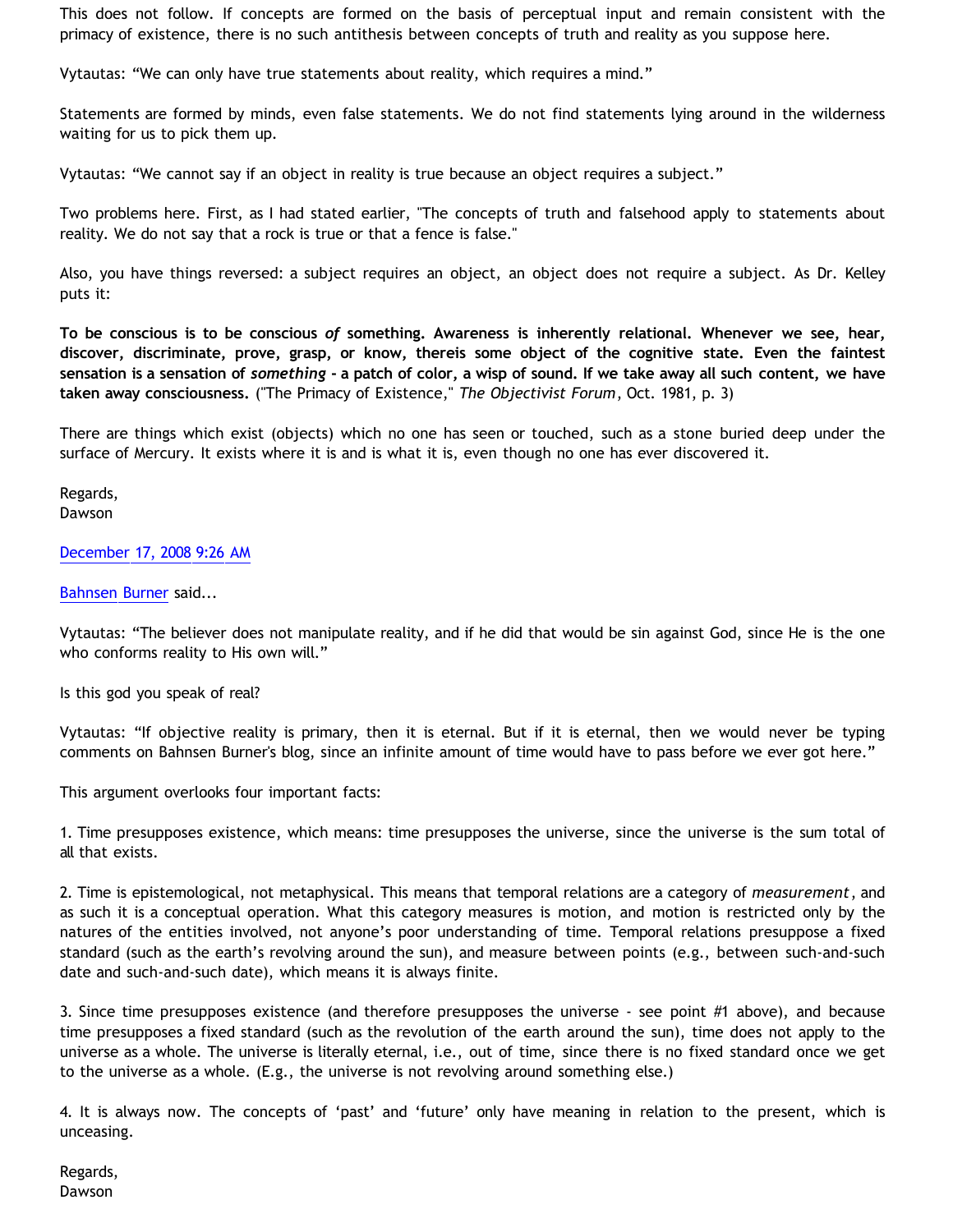This does not follow. If concepts are formed on the basis of perceptual input and remain consistent with the primacy of existence, there is no such antithesis between concepts of truth and reality as you suppose here.

Vytautas: "We can only have true statements about reality, which requires a mind."

Statements are formed by minds, even false statements. We do not find statements lying around in the wilderness waiting for us to pick them up.

Vytautas: "We cannot say if an object in reality is true because an object requires a subject."

Two problems here. First, as I had stated earlier, "The concepts of truth and falsehood apply to statements about reality. We do not say that a rock is true or that a fence is false."

Also, you have things reversed: a subject requires an object, an object does not require a subject. As Dr. Kelley puts it:

**To be conscious is to be conscious *of* something. Awareness is inherently relational. Whenever we see, hear, discover, discriminate, prove, grasp, or know, thereis some object of the cognitive state. Even the faintest sensation is a sensation of *something* - a patch of color, a wisp of sound. If we take away all such content, we have taken away consciousness.** ("The Primacy of Existence," *The Objectivist Forum*, Oct. 1981, p. 3)

There are things which exist (objects) which no one has seen or touched, such as a stone buried deep under the surface of Mercury. It exists where it is and is what it is, even though no one has ever discovered it.

Regards,
Dawson

December 17, 2008 9:26 AM

Bahnsen Burner said...

Vytautas: "The believer does not manipulate reality, and if he did that would be sin against God, since He is the one who conforms reality to His own will."

Is this god you speak of real?

Vytautas: "If objective reality is primary, then it is eternal. But if it is eternal, then we would never be typing comments on Bahnsen Burner's blog, since an infinite amount of time would have to pass before we ever got here."

This argument overlooks four important facts:

1. Time presupposes existence, which means: time presupposes the universe, since the universe is the sum total of all that exists.

2. Time is epistemological, not metaphysical. This means that temporal relations are a category of *measurement*, and as such it is a conceptual operation. What this category measures is motion, and motion is restricted only by the natures of the entities involved, not anyone's poor understanding of time. Temporal relations presuppose a fixed standard (such as the earth's revolving around the sun), and measure between points (e.g., between such-and-such date and such-and-such date), which means it is always finite.

3. Since time presupposes existence (and therefore presupposes the universe - see point #1 above), and because time presupposes a fixed standard (such as the revolution of the earth around the sun), time does not apply to the universe as a whole. The universe is literally eternal, i.e., out of time, since there is no fixed standard once we get to the universe as a whole. (E.g., the universe is not revolving around something else.)

4. It is always now. The concepts of 'past' and 'future' only have meaning in relation to the present, which is unceasing.

Regards,
Dawson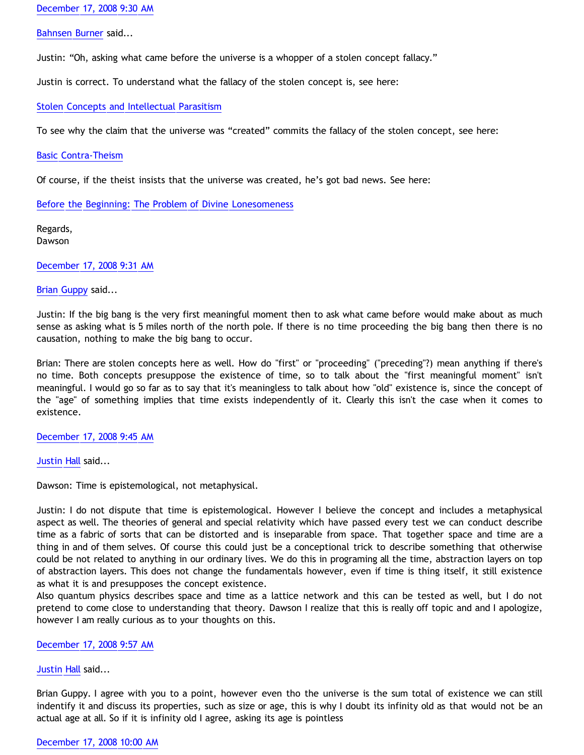December 17, 2008 9:30 AM

Bahnsen Burner said...

Justin: "Oh, asking what came before the universe is a whopper of a stolen concept fallacy."

Justin is correct. To understand what the fallacy of the stolen concept is, see here:

Stolen Concepts and Intellectual Parasitism

To see why the claim that the universe was "created" commits the fallacy of the stolen concept, see here:

Basic Contra-Theism

Of course, if the theist insists that the universe was created, he's got bad news. See here:

Before the Beginning: The Problem of Divine Lonesomeness

Regards,
Dawson

December 17, 2008 9:31 AM

Brian Guppy said...

Justin: If the big bang is the very first meaningful moment then to ask what came before would make about as much sense as asking what is 5 miles north of the north pole. If there is no time proceeding the big bang then there is no causation, nothing to make the big bang to occur.

Brian: There are stolen concepts here as well. How do "first" or "proceeding" ("preceding"?) mean anything if there's no time. Both concepts presuppose the existence of time, so to talk about the "first meaningful moment" isn't meaningful. I would go so far as to say that it's meaningless to talk about how "old" existence is, since the concept of the "age" of something implies that time exists independently of it. Clearly this isn't the case when it comes to existence.

December 17, 2008 9:45 AM

Justin Hall said...

Dawson: Time is epistemological, not metaphysical.

Justin: I do not dispute that time is epistemological. However I believe the concept and includes a metaphysical aspect as well. The theories of general and special relativity which have passed every test we can conduct describe time as a fabric of sorts that can be distorted and is inseparable from space. That together space and time are a thing in and of them selves. Of course this could just be a conceptional trick to describe something that otherwise could be not related to anything in our ordinary lives. We do this in programing all the time, abstraction layers on top of abstraction layers. This does not change the fundamentals however, even if time is thing itself, it still existence as what it is and presupposes the concept existence.
Also quantum physics describes space and time as a lattice network and this can be tested as well, but I do not pretend to come close to understanding that theory. Dawson I realize that this is really off topic and and I apologize, however I am really curious as to your thoughts on this.

December 17, 2008 9:57 AM

Justin Hall said...

Brian Guppy. I agree with you to a point, however even tho the universe is the sum total of existence we can still indentify it and discuss its properties, such as size or age, this is why I doubt its infinity old as that would not be an actual age at all. So if it is infinity old I agree, asking its age is pointless

December 17, 2008 10:00 AM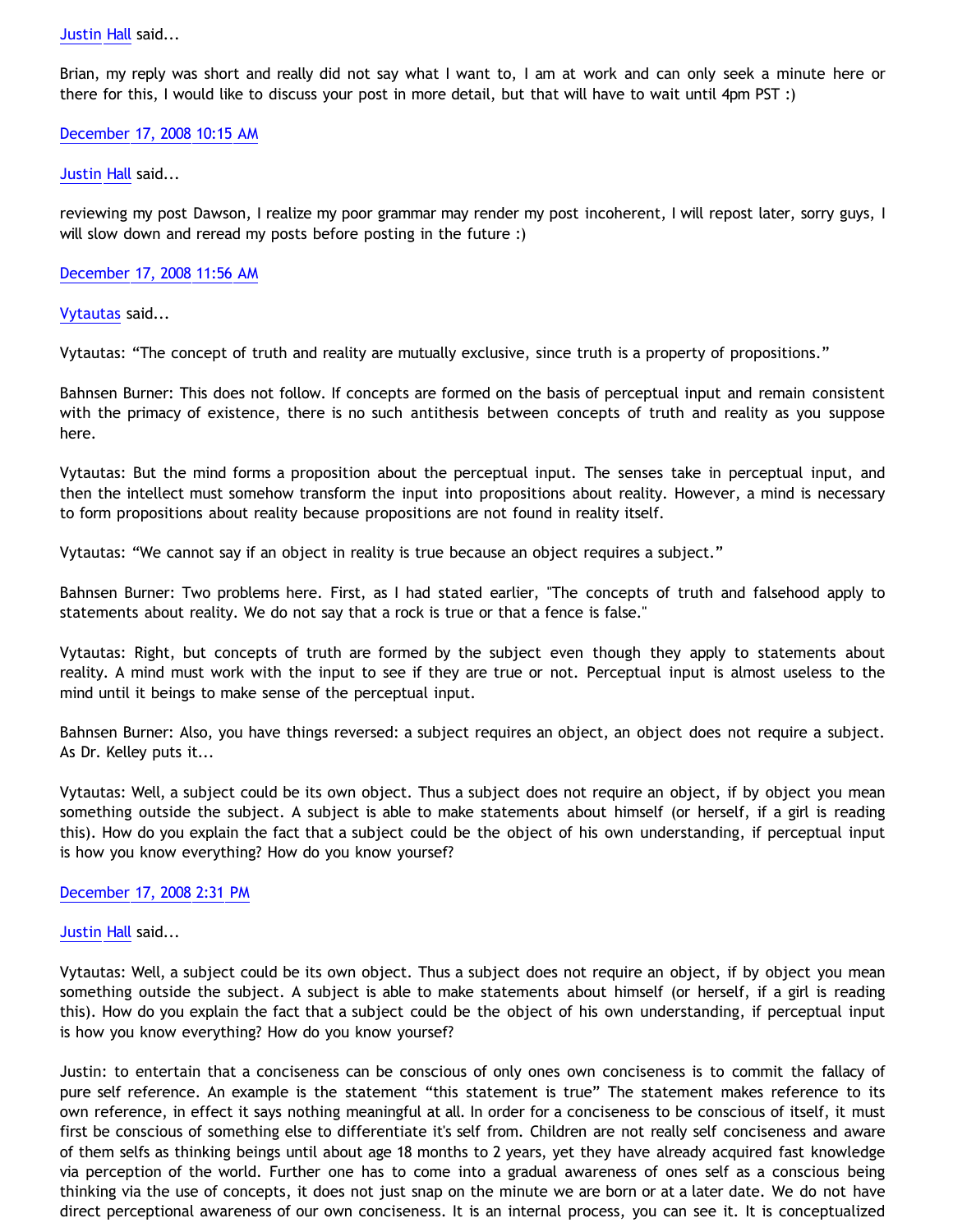[Justin Hall](#) said...

Brian, my reply was short and really did not say what I want to, I am at work and can only seek a minute here or there for this, I would like to discuss your post in more detail, but that will have to wait until 4pm PST :)

[December 17, 2008 10:15 AM](#)

[Justin Hall](#) said...

reviewing my post Dawson, I realize my poor grammar may render my post incoherent, I will repost later, sorry guys, I will slow down and reread my posts before posting in the future :)

[December 17, 2008 11:56 AM](#)

[Vytautas](#) said...

Vytautas: “The concept of truth and reality are mutually exclusive, since truth is a property of propositions.”

Bahnsen Burner: This does not follow. If concepts are formed on the basis of perceptual input and remain consistent with the primacy of existence, there is no such antithesis between concepts of truth and reality as you suppose here.

Vytautas: But the mind forms a proposition about the perceptual input. The senses take in perceptual input, and then the intellect must somehow transform the input into propositions about reality. However, a mind is necessary to form propositions about reality because propositions are not found in reality itself.

Vytautas: “We cannot say if an object in reality is true because an object requires a subject.”

Bahnsen Burner: Two problems here. First, as I had stated earlier, "The concepts of truth and falsehood apply to statements about reality. We do not say that a rock is true or that a fence is false."

Vytautas: Right, but concepts of truth are formed by the subject even though they apply to statements about reality. A mind must work with the input to see if they are true or not. Perceptual input is almost useless to the mind until it beings to make sense of the perceptual input.

Bahnsen Burner: Also, you have things reversed: a subject requires an object, an object does not require a subject. As Dr. Kelley puts it...

Vytautas: Well, a subject could be its own object. Thus a subject does not require an object, if by object you mean something outside the subject. A subject is able to make statements about himself (or herself, if a girl is reading this). How do you explain the fact that a subject could be the object of his own understanding, if perceptual input is how you know everything? How do you know yoursef?

[December 17, 2008 2:31 PM](#)

[Justin Hall](#) said...

Vytautas: Well, a subject could be its own object. Thus a subject does not require an object, if by object you mean something outside the subject. A subject is able to make statements about himself (or herself, if a girl is reading this). How do you explain the fact that a subject could be the object of his own understanding, if perceptual input is how you know everything? How do you know yoursef?

Justin: to entertain that a conciseness can be conscious of only ones own conciseness is to commit the fallacy of pure self reference. An example is the statement “this statement is true” The statement makes reference to its own reference, in effect it says nothing meaningful at all. In order for a conciseness to be conscious of itself, it must first be conscious of something else to differentiate it's self from. Children are not really self conciseness and aware of them selfs as thinking beings until about age 18 months to 2 years, yet they have already acquired fast knowledge via perception of the world. Further one has to come into a gradual awareness of ones self as a conscious being thinking via the use of concepts, it does not just snap on the minute we are born or at a later date. We do not have direct perceptional awareness of our own conciseness. It is an internal process, you can see it. It is conceptualized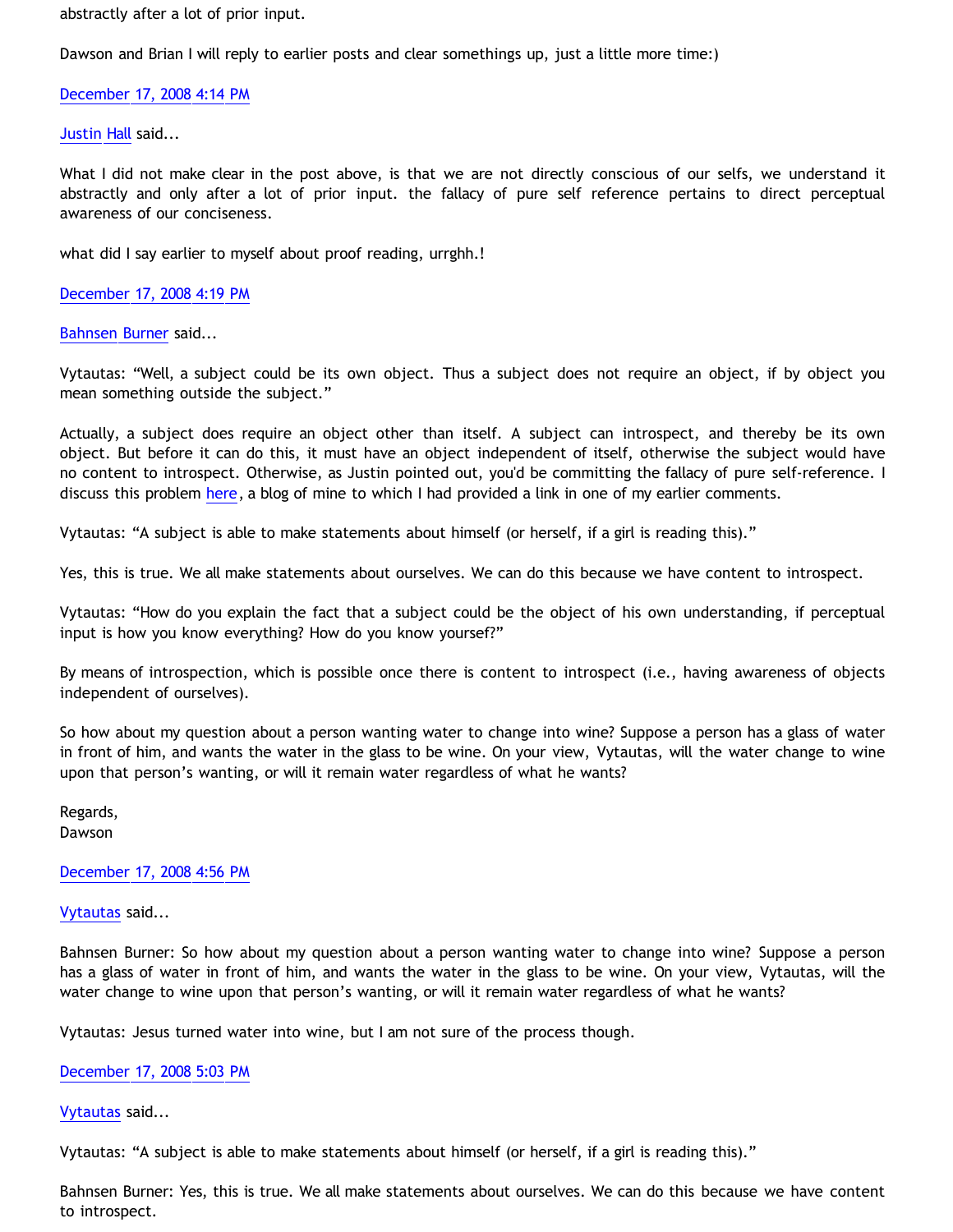abstractly after a lot of prior input.

Dawson and Brian I will reply to earlier posts and clear somethings up, just a little more time:)

December 17, 2008 4:14 PM

Justin Hall said...

What I did not make clear in the post above, is that we are not directly conscious of our selfs, we understand it abstractly and only after a lot of prior input. the fallacy of pure self reference pertains to direct perceptual awareness of our conciseness.

what did I say earlier to myself about proof reading, urrghh.!

December 17, 2008 4:19 PM

Bahnsen Burner said...

Vytautas: "Well, a subject could be its own object. Thus a subject does not require an object, if by object you mean something outside the subject."

Actually, a subject does require an object other than itself. A subject can introspect, and thereby be its own object. But before it can do this, it must have an object independent of itself, otherwise the subject would have no content to introspect. Otherwise, as Justin pointed out, you'd be committing the fallacy of pure self-reference. I discuss this problem here, a blog of mine to which I had provided a link in one of my earlier comments.

Vytautas: "A subject is able to make statements about himself (or herself, if a girl is reading this)."

Yes, this is true. We all make statements about ourselves. We can do this because we have content to introspect.

Vytautas: "How do you explain the fact that a subject could be the object of his own understanding, if perceptual input is how you know everything? How do you know yoursef?"

By means of introspection, which is possible once there is content to introspect (i.e., having awareness of objects independent of ourselves).

So how about my question about a person wanting water to change into wine? Suppose a person has a glass of water in front of him, and wants the water in the glass to be wine. On your view, Vytautas, will the water change to wine upon that person's wanting, or will it remain water regardless of what he wants?

Regards,
Dawson

December 17, 2008 4:56 PM

Vytautas said...

Bahnsen Burner: So how about my question about a person wanting water to change into wine? Suppose a person has a glass of water in front of him, and wants the water in the glass to be wine. On your view, Vytautas, will the water change to wine upon that person's wanting, or will it remain water regardless of what he wants?

Vytautas: Jesus turned water into wine, but I am not sure of the process though.

December 17, 2008 5:03 PM

Vytautas said...

Vytautas: "A subject is able to make statements about himself (or herself, if a girl is reading this)."

Bahnsen Burner: Yes, this is true. We all make statements about ourselves. We can do this because we have content to introspect.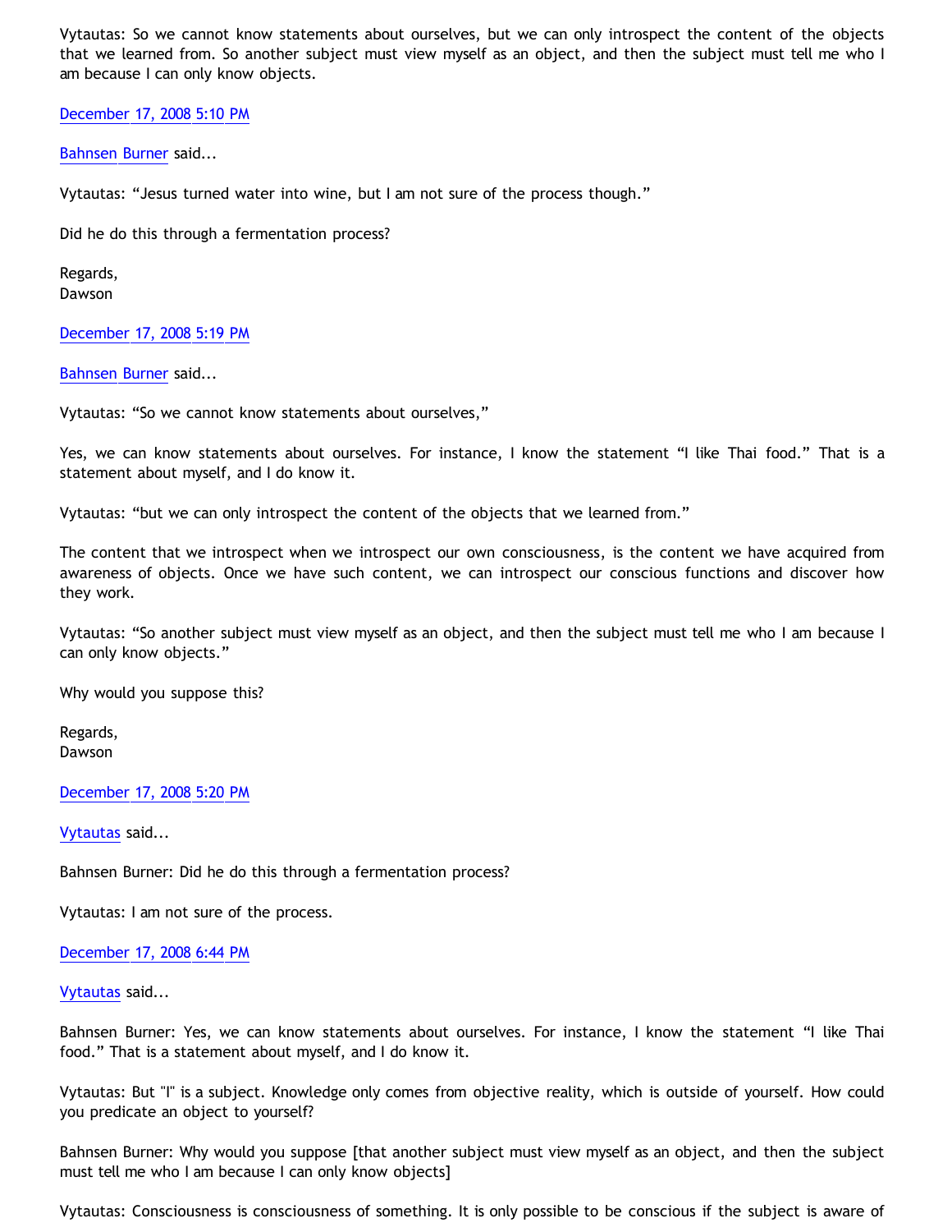Vytautas: So we cannot know statements about ourselves, but we can only introspect the content of the objects that we learned from. So another subject must view myself as an object, and then the subject must tell me who I am because I can only know objects.

December 17, 2008 5:10 PM

Bahnsen Burner said...

Vytautas: "Jesus turned water into wine, but I am not sure of the process though."

Did he do this through a fermentation process?

Regards,
Dawson

December 17, 2008 5:19 PM

Bahnsen Burner said...

Vytautas: "So we cannot know statements about ourselves,"

Yes, we can know statements about ourselves. For instance, I know the statement "I like Thai food." That is a statement about myself, and I do know it.

Vytautas: "but we can only introspect the content of the objects that we learned from."

The content that we introspect when we introspect our own consciousness, is the content we have acquired from awareness of objects. Once we have such content, we can introspect our conscious functions and discover how they work.

Vytautas: "So another subject must view myself as an object, and then the subject must tell me who I am because I can only know objects."

Why would you suppose this?

Regards,
Dawson

December 17, 2008 5:20 PM

Vytautas said...

Bahnsen Burner: Did he do this through a fermentation process?

Vytautas: I am not sure of the process.

December 17, 2008 6:44 PM

Vytautas said...

Bahnsen Burner: Yes, we can know statements about ourselves. For instance, I know the statement "I like Thai food." That is a statement about myself, and I do know it.

Vytautas: But "I" is a subject. Knowledge only comes from objective reality, which is outside of yourself. How could you predicate an object to yourself?

Bahnsen Burner: Why would you suppose [that another subject must view myself as an object, and then the subject must tell me who I am because I can only know objects]

Vytautas: Consciousness is consciousness of something. It is only possible to be conscious if the subject is aware of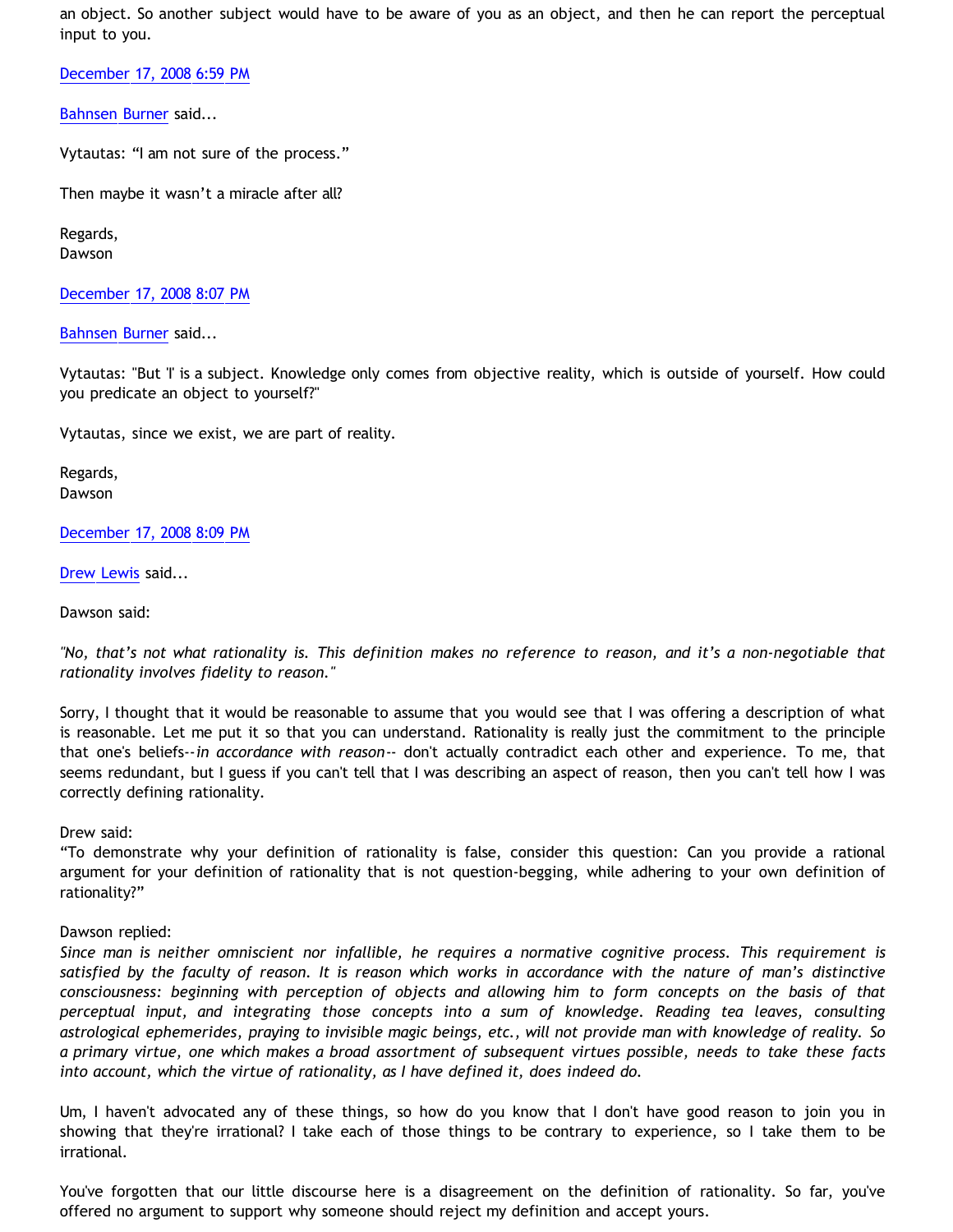an object. So another subject would have to be aware of you as an object, and then he can report the perceptual input to you.

December 17, 2008 6:59 PM

Bahnsen Burner said...

Vytautas: "I am not sure of the process."

Then maybe it wasn't a miracle after all?

Regards,
Dawson

December 17, 2008 8:07 PM

Bahnsen Burner said...

Vytautas: "But 'I' is a subject. Knowledge only comes from objective reality, which is outside of yourself. How could you predicate an object to yourself?"

Vytautas, since we exist, we are part of reality.

Regards,
Dawson

December 17, 2008 8:09 PM

Drew Lewis said...

Dawson said:

*"No, that's not what rationality is. This definition makes no reference to reason, and it's a non-negotiable that rationality involves fidelity to reason."*

Sorry, I thought that it would be reasonable to assume that you would see that I was offering a description of what is reasonable. Let me put it so that you can understand. Rationality is really just the commitment to the principle that one's beliefs--*in accordance with reason*-- don't actually contradict each other and experience. To me, that seems redundant, but I guess if you can't tell that I was describing an aspect of reason, then you can't tell how I was correctly defining rationality.

Drew said:
"To demonstrate why your definition of rationality is false, consider this question: Can you provide a rational argument for your definition of rationality that is not question-begging, while adhering to your own definition of rationality?"

Dawson replied:
*Since man is neither omniscient nor infallible, he requires a normative cognitive process. This requirement is satisfied by the faculty of reason. It is reason which works in accordance with the nature of man's distinctive consciousness: beginning with perception of objects and allowing him to form concepts on the basis of that perceptual input, and integrating those concepts into a sum of knowledge. Reading tea leaves, consulting astrological ephemerides, praying to invisible magic beings, etc., will not provide man with knowledge of reality. So a primary virtue, one which makes a broad assortment of subsequent virtues possible, needs to take these facts into account, which the virtue of rationality, as I have defined it, does indeed do.*

Um, I haven't advocated any of these things, so how do you know that I don't have good reason to join you in showing that they're irrational? I take each of those things to be contrary to experience, so I take them to be irrational.

You've forgotten that our little discourse here is a disagreement on the definition of rationality. So far, you've offered no argument to support why someone should reject my definition and accept yours.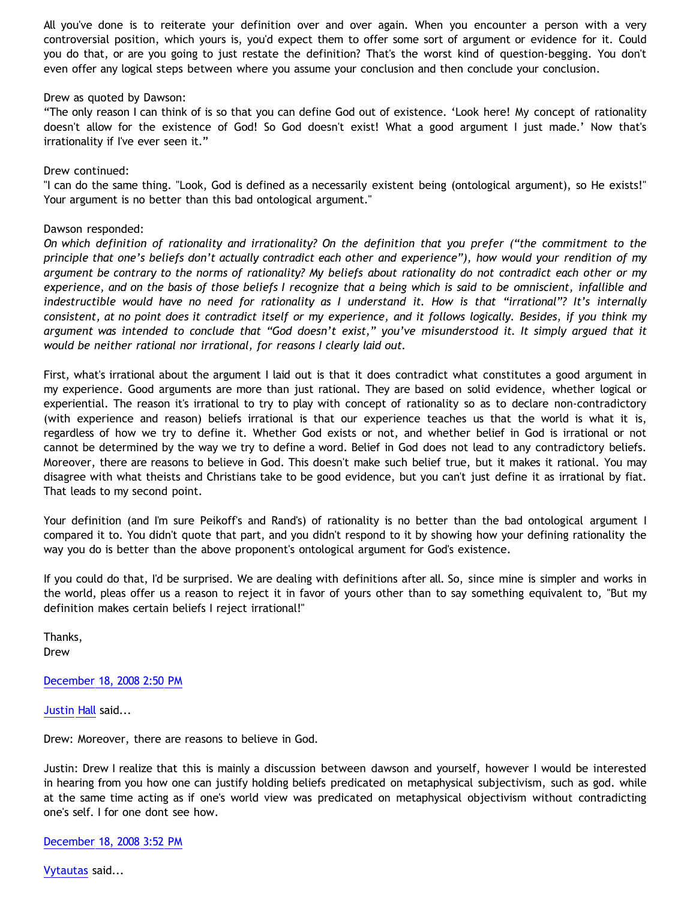All you've done is to reiterate your definition over and over again. When you encounter a person with a very controversial position, which yours is, you'd expect them to offer some sort of argument or evidence for it. Could you do that, or are you going to just restate the definition? That's the worst kind of question-begging. You don't even offer any logical steps between where you assume your conclusion and then conclude your conclusion.

Drew as quoted by Dawson:
"The only reason I can think of is so that you can define God out of existence. 'Look here! My concept of rationality doesn't allow for the existence of God! So God doesn't exist! What a good argument I just made.' Now that's irrationality if I've ever seen it."

Drew continued:
"I can do the same thing. "Look, God is defined as a necessarily existent being (ontological argument), so He exists!" Your argument is no better than this bad ontological argument."

Dawson responded:
*On which definition of rationality and irrationality? On the definition that you prefer ("the commitment to the principle that one's beliefs don't actually contradict each other and experience"), how would your rendition of my argument be contrary to the norms of rationality? My beliefs about rationality do not contradict each other or my experience, and on the basis of those beliefs I recognize that a being which is said to be omniscient, infallible and indestructible would have no need for rationality as I understand it. How is that "irrational"? It's internally consistent, at no point does it contradict itself or my experience, and it follows logically. Besides, if you think my argument was intended to conclude that "God doesn't exist," you've misunderstood it. It simply argued that it would be neither rational nor irrational, for reasons I clearly laid out.*

First, what's irrational about the argument I laid out is that it does contradict what constitutes a good argument in my experience. Good arguments are more than just rational. They are based on solid evidence, whether logical or experiential. The reason it's irrational to try to play with concept of rationality so as to declare non-contradictory (with experience and reason) beliefs irrational is that our experience teaches us that the world is what it is, regardless of how we try to define it. Whether God exists or not, and whether belief in God is irrational or not cannot be determined by the way we try to define a word. Belief in God does not lead to any contradictory beliefs. Moreover, there are reasons to believe in God. This doesn't make such belief true, but it makes it rational. You may disagree with what theists and Christians take to be good evidence, but you can't just define it as irrational by fiat. That leads to my second point.

Your definition (and I'm sure Peikoff's and Rand's) of rationality is no better than the bad ontological argument I compared it to. You didn't quote that part, and you didn't respond to it by showing how your defining rationality the way you do is better than the above proponent's ontological argument for God's existence.

If you could do that, I'd be surprised. We are dealing with definitions after all. So, since mine is simpler and works in the world, pleas offer us a reason to reject it in favor of yours other than to say something equivalent to, "But my definition makes certain beliefs I reject irrational!"

Thanks,
Drew

December 18, 2008 2:50 PM

Justin Hall said...

Drew: Moreover, there are reasons to believe in God.

Justin: Drew I realize that this is mainly a discussion between dawson and yourself, however I would be interested in hearing from you how one can justify holding beliefs predicated on metaphysical subjectivism, such as god. while at the same time acting as if one's world view was predicated on metaphysical objectivism without contradicting one's self. I for one dont see how.

December 18, 2008 3:52 PM

Vytautas said...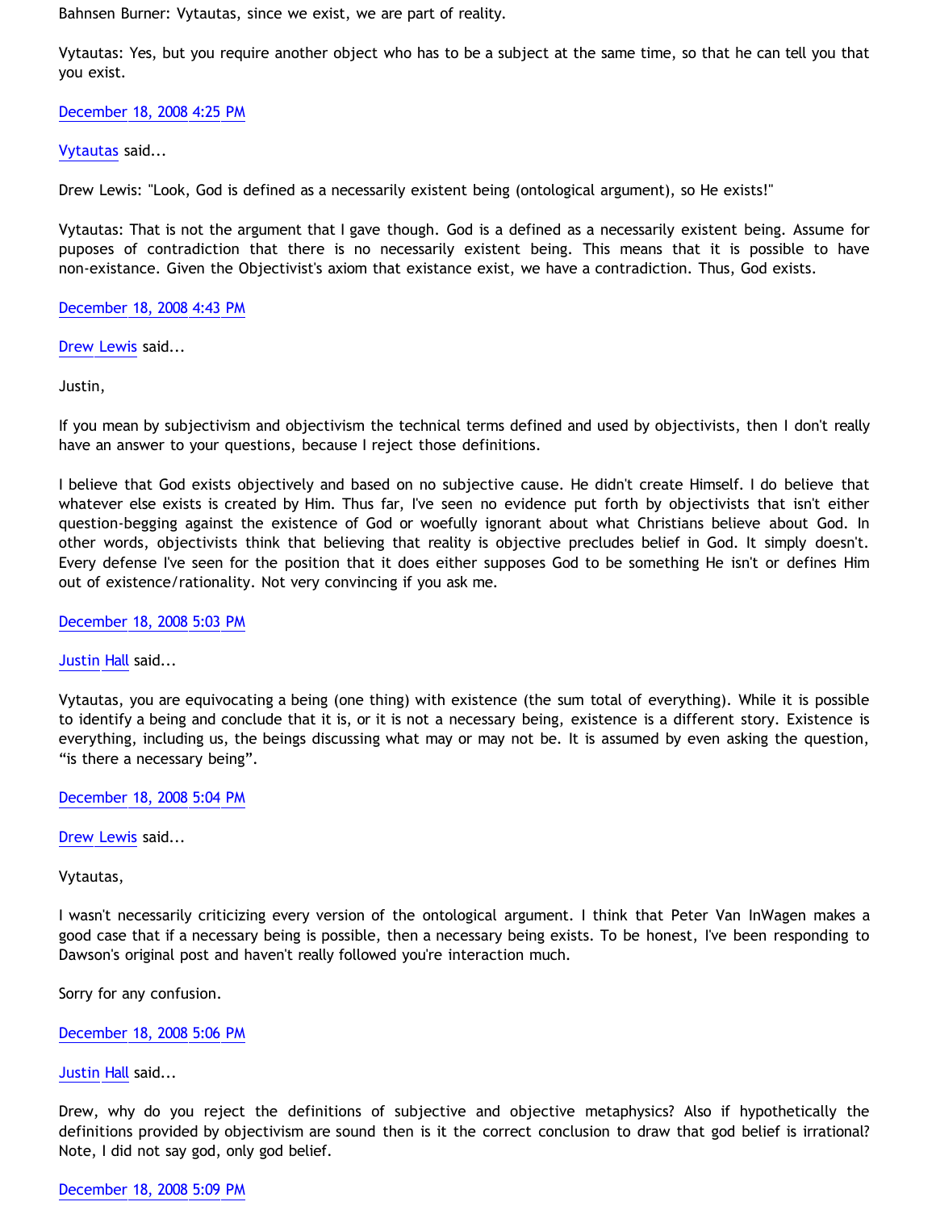Bahnsen Burner: Vytautas, since we exist, we are part of reality.

Vytautas: Yes, but you require another object who has to be a subject at the same time, so that he can tell you that you exist.

December 18, 2008 4:25 PM

Vytautas said...

Drew Lewis: "Look, God is defined as a necessarily existent being (ontological argument), so He exists!"

Vytautas: That is not the argument that I gave though. God is a defined as a necessarily existent being. Assume for puposes of contradiction that there is no necessarily existent being. This means that it is possible to have non-existance. Given the Objectivist's axiom that existance exist, we have a contradiction. Thus, God exists.

December 18, 2008 4:43 PM

Drew Lewis said...

Justin,

If you mean by subjectivism and objectivism the technical terms defined and used by objectivists, then I don't really have an answer to your questions, because I reject those definitions.

I believe that God exists objectively and based on no subjective cause. He didn't create Himself. I do believe that whatever else exists is created by Him. Thus far, I've seen no evidence put forth by objectivists that isn't either question-begging against the existence of God or woefully ignorant about what Christians believe about God. In other words, objectivists think that believing that reality is objective precludes belief in God. It simply doesn't. Every defense I've seen for the position that it does either supposes God to be something He isn't or defines Him out of existence/rationality. Not very convincing if you ask me.

December 18, 2008 5:03 PM

Justin Hall said...

Vytautas, you are equivocating a being (one thing) with existence (the sum total of everything). While it is possible to identify a being and conclude that it is, or it is not a necessary being, existence is a different story. Existence is everything, including us, the beings discussing what may or may not be. It is assumed by even asking the question, "is there a necessary being".

December 18, 2008 5:04 PM

Drew Lewis said...

Vytautas,

I wasn't necessarily criticizing every version of the ontological argument. I think that Peter Van InWagen makes a good case that if a necessary being is possible, then a necessary being exists. To be honest, I've been responding to Dawson's original post and haven't really followed you're interaction much.

Sorry for any confusion.

December 18, 2008 5:06 PM

Justin Hall said...

Drew, why do you reject the definitions of subjective and objective metaphysics? Also if hypothetically the definitions provided by objectivism are sound then is it the correct conclusion to draw that god belief is irrational? Note, I did not say god, only god belief.

December 18, 2008 5:09 PM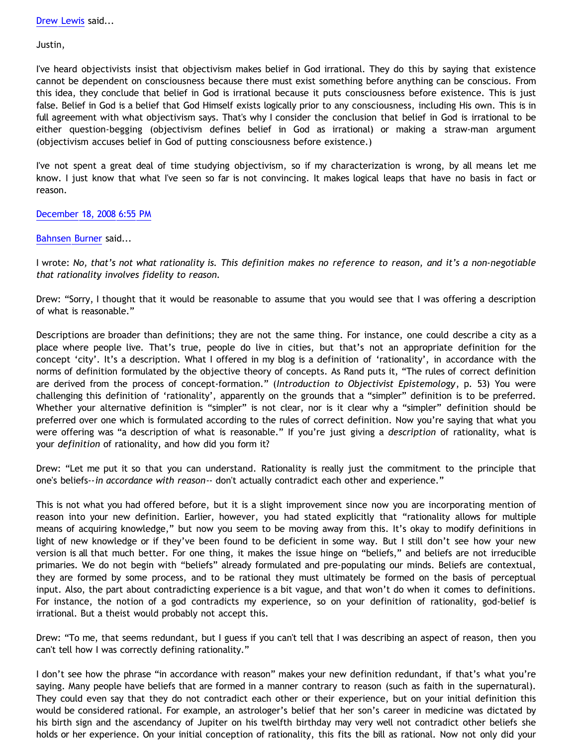[Drew Lewis](#) said...

Justin,

I've heard objectivists insist that objectivism makes belief in God irrational. They do this by saying that existence cannot be dependent on consciousness because there must exist something before anything can be conscious. From this idea, they conclude that belief in God is irrational because it puts consciousness before existence. This is just false. Belief in God is a belief that God Himself exists logically prior to any consciousness, including His own. This is in full agreement with what objectivism says. That's why I consider the conclusion that belief in God is irrational to be either question-begging (objectivism defines belief in God as irrational) or making a straw-man argument (objectivism accuses belief in God of putting consciousness before existence.)

I've not spent a great deal of time studying objectivism, so if my characterization is wrong, by all means let me know. I just know that what I've seen so far is not convincing. It makes logical leaps that have no basis in fact or reason.

[December 18, 2008 6:55 PM](#)

[Bahnsen Burner](#) said...

I wrote: *No, that's not what rationality is. This definition makes no reference to reason, and it's a non-negotiable that rationality involves fidelity to reason.*

Drew: "Sorry, I thought that it would be reasonable to assume that you would see that I was offering a description of what is reasonable."

Descriptions are broader than definitions; they are not the same thing. For instance, one could describe a city as a place where people live. That's true, people do live in cities, but that's not an appropriate definition for the concept 'city'. It's a description. What I offered in my blog is a definition of 'rationality', in accordance with the norms of definition formulated by the objective theory of concepts. As Rand puts it, "The rules of correct definition are derived from the process of concept-formation." (*Introduction to Objectivist Epistemology*, p. 53) You were challenging this definition of 'rationality', apparently on the grounds that a "simpler" definition is to be preferred. Whether your alternative definition is "simpler" is not clear, nor is it clear why a "simpler" definition should be preferred over one which is formulated according to the rules of correct definition. Now you're saying that what you were offering was "a description of what is reasonable." If you're just giving a *description* of rationality, what is your *definition* of rationality, and how did you form it?

Drew: "Let me put it so that you can understand. Rationality is really just the commitment to the principle that one's beliefs--*in accordance with reason*-- don't actually contradict each other and experience."

This is not what you had offered before, but it is a slight improvement since now you are incorporating mention of reason into your new definition. Earlier, however, you had stated explicitly that "rationality allows for multiple means of acquiring knowledge," but now you seem to be moving away from this. It's okay to modify definitions in light of new knowledge or if they've been found to be deficient in some way. But I still don't see how your new version is all that much better. For one thing, it makes the issue hinge on "beliefs," and beliefs are not irreducible primaries. We do not begin with "beliefs" already formulated and pre-populating our minds. Beliefs are contextual, they are formed by some process, and to be rational they must ultimately be formed on the basis of perceptual input. Also, the part about contradicting experience is a bit vague, and that won't do when it comes to definitions. For instance, the notion of a god contradicts my experience, so on your definition of rationality, god-belief is irrational. But a theist would probably not accept this.

Drew: "To me, that seems redundant, but I guess if you can't tell that I was describing an aspect of reason, then you can't tell how I was correctly defining rationality."

I don't see how the phrase "in accordance with reason" makes your new definition redundant, if that's what you're saying. Many people have beliefs that are formed in a manner contrary to reason (such as faith in the supernatural). They could even say that they do not contradict each other or their experience, but on your initial definition this would be considered rational. For example, an astrologer's belief that her son's career in medicine was dictated by his birth sign and the ascendancy of Jupiter on his twelfth birthday may very well not contradict other beliefs she holds or her experience. On your initial conception of rationality, this fits the bill as rational. Now not only did your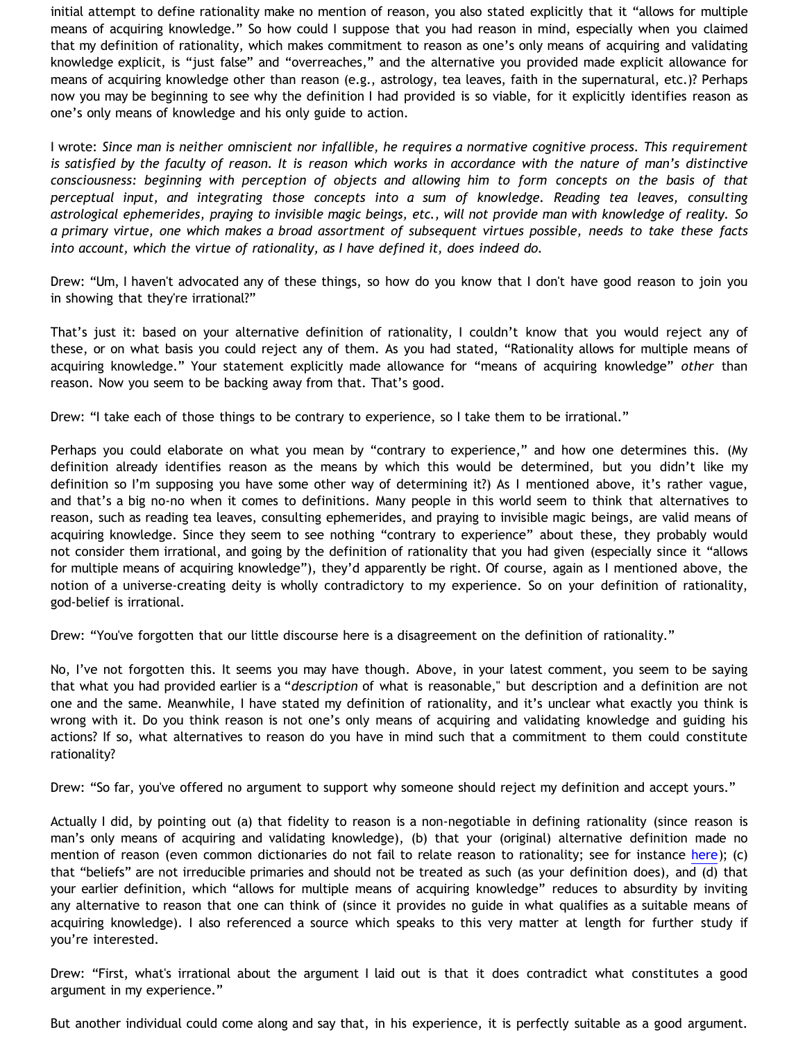initial attempt to define rationality make no mention of reason, you also stated explicitly that it "allows for multiple means of acquiring knowledge." So how could I suppose that you had reason in mind, especially when you claimed that my definition of rationality, which makes commitment to reason as one's only means of acquiring and validating knowledge explicit, is "just false" and "overreaches," and the alternative you provided made explicit allowance for means of acquiring knowledge other than reason (e.g., astrology, tea leaves, faith in the supernatural, etc.)? Perhaps now you may be beginning to see why the definition I had provided is so viable, for it explicitly identifies reason as one's only means of knowledge and his only guide to action.

I wrote: *Since man is neither omniscient nor infallible, he requires a normative cognitive process. This requirement is satisfied by the faculty of reason. It is reason which works in accordance with the nature of man's distinctive consciousness: beginning with perception of objects and allowing him to form concepts on the basis of that perceptual input, and integrating those concepts into a sum of knowledge. Reading tea leaves, consulting astrological ephemerides, praying to invisible magic beings, etc., will not provide man with knowledge of reality. So a primary virtue, one which makes a broad assortment of subsequent virtues possible, needs to take these facts into account, which the virtue of rationality, as I have defined it, does indeed do.*

Drew: "Um, I haven't advocated any of these things, so how do you know that I don't have good reason to join you in showing that they're irrational?"

That's just it: based on your alternative definition of rationality, I couldn't know that you would reject any of these, or on what basis you could reject any of them. As you had stated, "Rationality allows for multiple means of acquiring knowledge." Your statement explicitly made allowance for "means of acquiring knowledge" *other* than reason. Now you seem to be backing away from that. That's good.

Drew: "I take each of those things to be contrary to experience, so I take them to be irrational."

Perhaps you could elaborate on what you mean by "contrary to experience," and how one determines this. (My definition already identifies reason as the means by which this would be determined, but you didn't like my definition so I'm supposing you have some other way of determining it?) As I mentioned above, it's rather vague, and that's a big no-no when it comes to definitions. Many people in this world seem to think that alternatives to reason, such as reading tea leaves, consulting ephemerides, and praying to invisible magic beings, are valid means of acquiring knowledge. Since they seem to see nothing "contrary to experience" about these, they probably would not consider them irrational, and going by the definition of rationality that you had given (especially since it "allows for multiple means of acquiring knowledge"), they'd apparently be right. Of course, again as I mentioned above, the notion of a universe-creating deity is wholly contradictory to my experience. So on your definition of rationality, god-belief is irrational.

Drew: "You've forgotten that our little discourse here is a disagreement on the definition of rationality."

No, I've not forgotten this. It seems you may have though. Above, in your latest comment, you seem to be saying that what you had provided earlier is a "*description* of what is reasonable," but description and a definition are not one and the same. Meanwhile, I have stated my definition of rationality, and it's unclear what exactly you think is wrong with it. Do you think reason is not one's only means of acquiring and validating knowledge and guiding his actions? If so, what alternatives to reason do you have in mind such that a commitment to them could constitute rationality?

Drew: "So far, you've offered no argument to support why someone should reject my definition and accept yours."

Actually I did, by pointing out (a) that fidelity to reason is a non-negotiable in defining rationality (since reason is man's only means of acquiring and validating knowledge), (b) that your (original) alternative definition made no mention of reason (even common dictionaries do not fail to relate reason to rationality; see for instance here); (c) that "beliefs" are not irreducible primaries and should not be treated as such (as your definition does), and (d) that your earlier definition, which "allows for multiple means of acquiring knowledge" reduces to absurdity by inviting any alternative to reason that one can think of (since it provides no guide in what qualifies as a suitable means of acquiring knowledge). I also referenced a source which speaks to this very matter at length for further study if you're interested.

Drew: "First, what's irrational about the argument I laid out is that it does contradict what constitutes a good argument in my experience."

But another individual could come along and say that, in his experience, it is perfectly suitable as a good argument.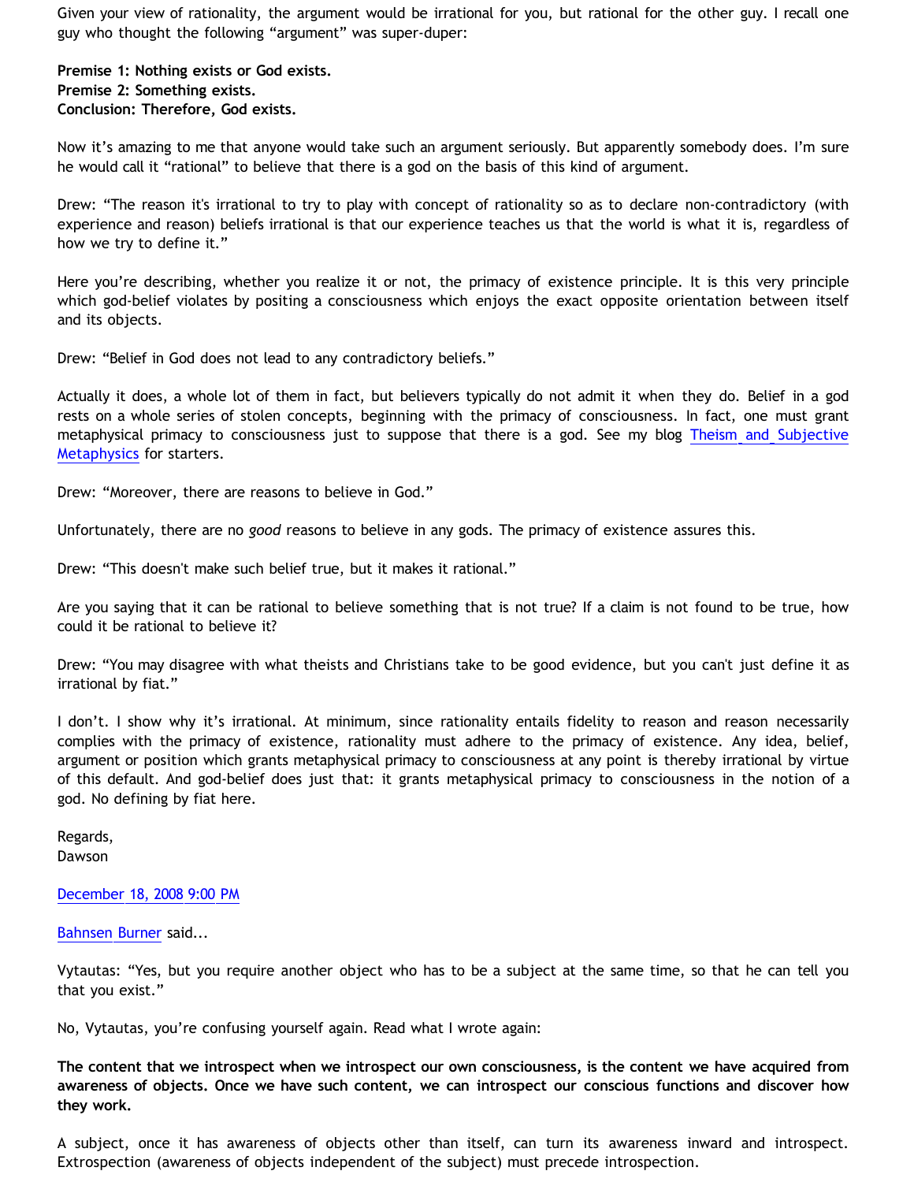Given your view of rationality, the argument would be irrational for you, but rational for the other guy. I recall one guy who thought the following "argument" was super-duper:

**Premise 1: Nothing exists or God exists.**
**Premise 2: Something exists.**
**Conclusion: Therefore, God exists.**

Now it's amazing to me that anyone would take such an argument seriously. But apparently somebody does. I'm sure he would call it "rational" to believe that there is a god on the basis of this kind of argument.

Drew: "The reason it's irrational to try to play with concept of rationality so as to declare non-contradictory (with experience and reason) beliefs irrational is that our experience teaches us that the world is what it is, regardless of how we try to define it."

Here you're describing, whether you realize it or not, the primacy of existence principle. It is this very principle which god-belief violates by positing a consciousness which enjoys the exact opposite orientation between itself and its objects.

Drew: "Belief in God does not lead to any contradictory beliefs."

Actually it does, a whole lot of them in fact, but believers typically do not admit it when they do. Belief in a god rests on a whole series of stolen concepts, beginning with the primacy of consciousness. In fact, one must grant metaphysical primacy to consciousness just to suppose that there is a god. See my blog [Theism and Subjective Metaphysics] for starters.

Drew: "Moreover, there are reasons to believe in God."

Unfortunately, there are no *good* reasons to believe in any gods. The primacy of existence assures this.

Drew: "This doesn't make such belief true, but it makes it rational."

Are you saying that it can be rational to believe something that is not true? If a claim is not found to be true, how could it be rational to believe it?

Drew: "You may disagree with what theists and Christians take to be good evidence, but you can't just define it as irrational by fiat."

I don't. I show why it's irrational. At minimum, since rationality entails fidelity to reason and reason necessarily complies with the primacy of existence, rationality must adhere to the primacy of existence. Any idea, belief, argument or position which grants metaphysical primacy to consciousness at any point is thereby irrational by virtue of this default. And god-belief does just that: it grants metaphysical primacy to consciousness in the notion of a god. No defining by fiat here.

Regards,
Dawson

December 18, 2008 9:00 PM

Bahnsen Burner said...

Vytautas: "Yes, but you require another object who has to be a subject at the same time, so that he can tell you that you exist."

No, Vytautas, you're confusing yourself again. Read what I wrote again:

**The content that we introspect when we introspect our own consciousness, is the content we have acquired from awareness of objects. Once we have such content, we can introspect our conscious functions and discover how they work.**

A subject, once it has awareness of objects other than itself, can turn its awareness inward and introspect. Extrospection (awareness of objects independent of the subject) must precede introspection.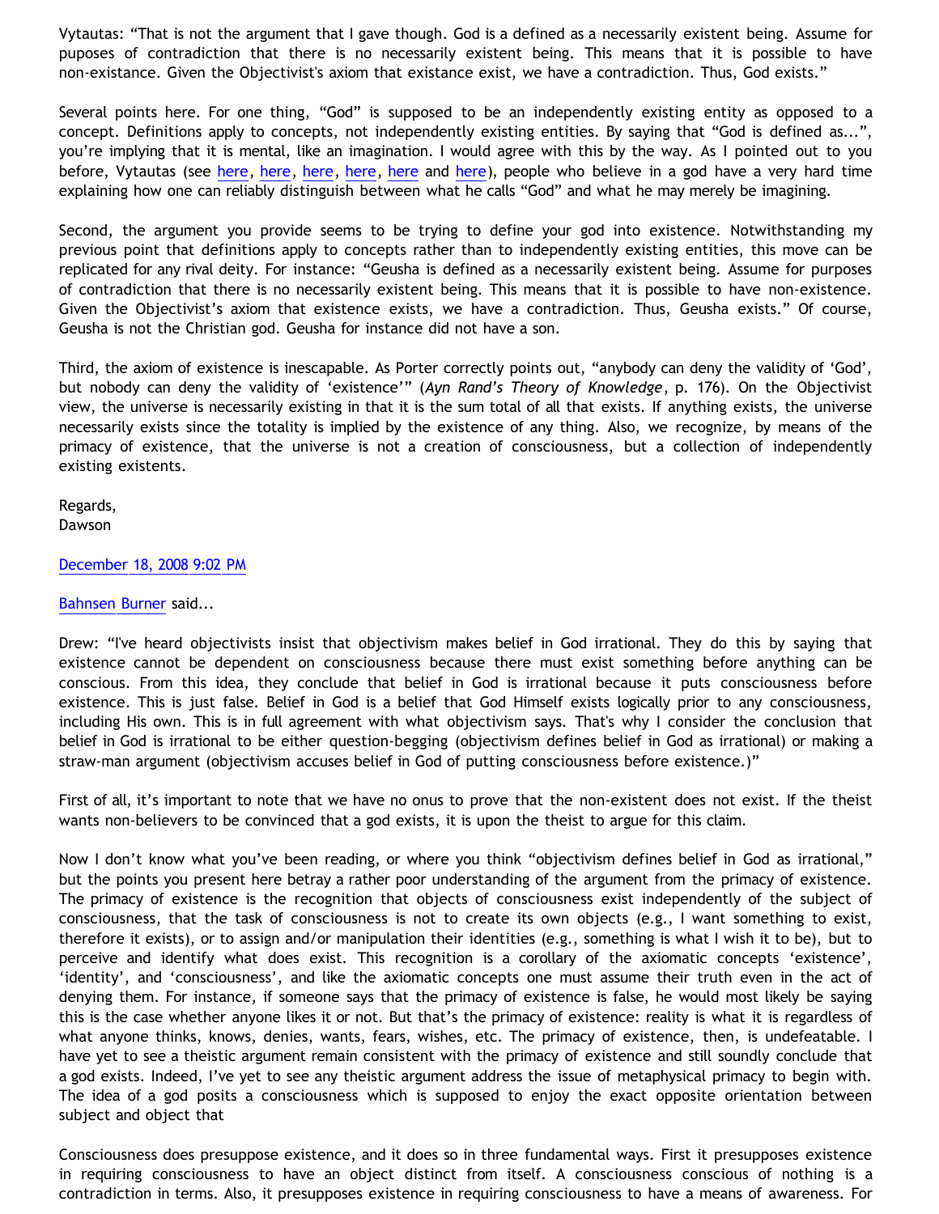Vytautas: “That is not the argument that I gave though. God is a defined as a necessarily existent being. Assume for puposes of contradiction that there is no necessarily existent being. This means that it is possible to have non-existance. Given the Objectivist's axiom that existance exist, we have a contradiction. Thus, God exists.”

Several points here. For one thing, “God” is supposed to be an independently existing entity as opposed to a concept. Definitions apply to concepts, not independently existing entities. By saying that “God is defined as...”, you’re implying that it is mental, like an imagination. I would agree with this by the way. As I pointed out to you before, Vytautas (see here, here, here, here, here and here), people who believe in a god have a very hard time explaining how one can reliably distinguish between what he calls “God” and what he may merely be imagining.

Second, the argument you provide seems to be trying to define your god into existence. Notwithstanding my previous point that definitions apply to concepts rather than to independently existing entities, this move can be replicated for any rival deity. For instance: “Geusha is defined as a necessarily existent being. Assume for purposes of contradiction that there is no necessarily existent being. This means that it is possible to have non-existence. Given the Objectivist’s axiom that existence exists, we have a contradiction. Thus, Geusha exists.” Of course, Geusha is not the Christian god. Geusha for instance did not have a son.

Third, the axiom of existence is inescapable. As Porter correctly points out, “anybody can deny the validity of ‘God’, but nobody can deny the validity of ‘existence’” (*Ayn Rand’s Theory of Knowledge*, p. 176). On the Objectivist view, the universe is necessarily existing in that it is the sum total of all that exists. If anything exists, the universe necessarily exists since the totality is implied by the existence of any thing. Also, we recognize, by means of the primacy of existence, that the universe is not a creation of consciousness, but a collection of independently existing existents.

Regards,
Dawson

December 18, 2008 9:02 PM

Bahnsen Burner said...

Drew: “I've heard objectivists insist that objectivism makes belief in God irrational. They do this by saying that existence cannot be dependent on consciousness because there must exist something before anything can be conscious. From this idea, they conclude that belief in God is irrational because it puts consciousness before existence. This is just false. Belief in God is a belief that God Himself exists logically prior to any consciousness, including His own. This is in full agreement with what objectivism says. That's why I consider the conclusion that belief in God is irrational to be either question-begging (objectivism defines belief in God as irrational) or making a straw-man argument (objectivism accuses belief in God of putting consciousness before existence.)”

First of all, it’s important to note that we have no onus to prove that the non-existent does not exist. If the theist wants non-believers to be convinced that a god exists, it is upon the theist to argue for this claim.

Now I don’t know what you’ve been reading, or where you think “objectivism defines belief in God as irrational,” but the points you present here betray a rather poor understanding of the argument from the primacy of existence. The primacy of existence is the recognition that objects of consciousness exist independently of the subject of consciousness, that the task of consciousness is not to create its own objects (e.g., I want something to exist, therefore it exists), or to assign and/or manipulation their identities (e.g., something is what I wish it to be), but to perceive and identify what does exist. This recognition is a corollary of the axiomatic concepts ‘existence’, ‘identity’, and ‘consciousness’, and like the axiomatic concepts one must assume their truth even in the act of denying them. For instance, if someone says that the primacy of existence is false, he would most likely be saying this is the case whether anyone likes it or not. But that’s the primacy of existence: reality is what it is regardless of what anyone thinks, knows, denies, wants, fears, wishes, etc. The primacy of existence, then, is undefeatable. I have yet to see a theistic argument remain consistent with the primacy of existence and still soundly conclude that a god exists. Indeed, I’ve yet to see any theistic argument address the issue of metaphysical primacy to begin with. The idea of a god posits a consciousness which is supposed to enjoy the exact opposite orientation between subject and object that

Consciousness does presuppose existence, and it does so in three fundamental ways. First it presupposes existence in requiring consciousness to have an object distinct from itself. A consciousness conscious of nothing is a contradiction in terms. Also, it presupposes existence in requiring consciousness to have a means of awareness. For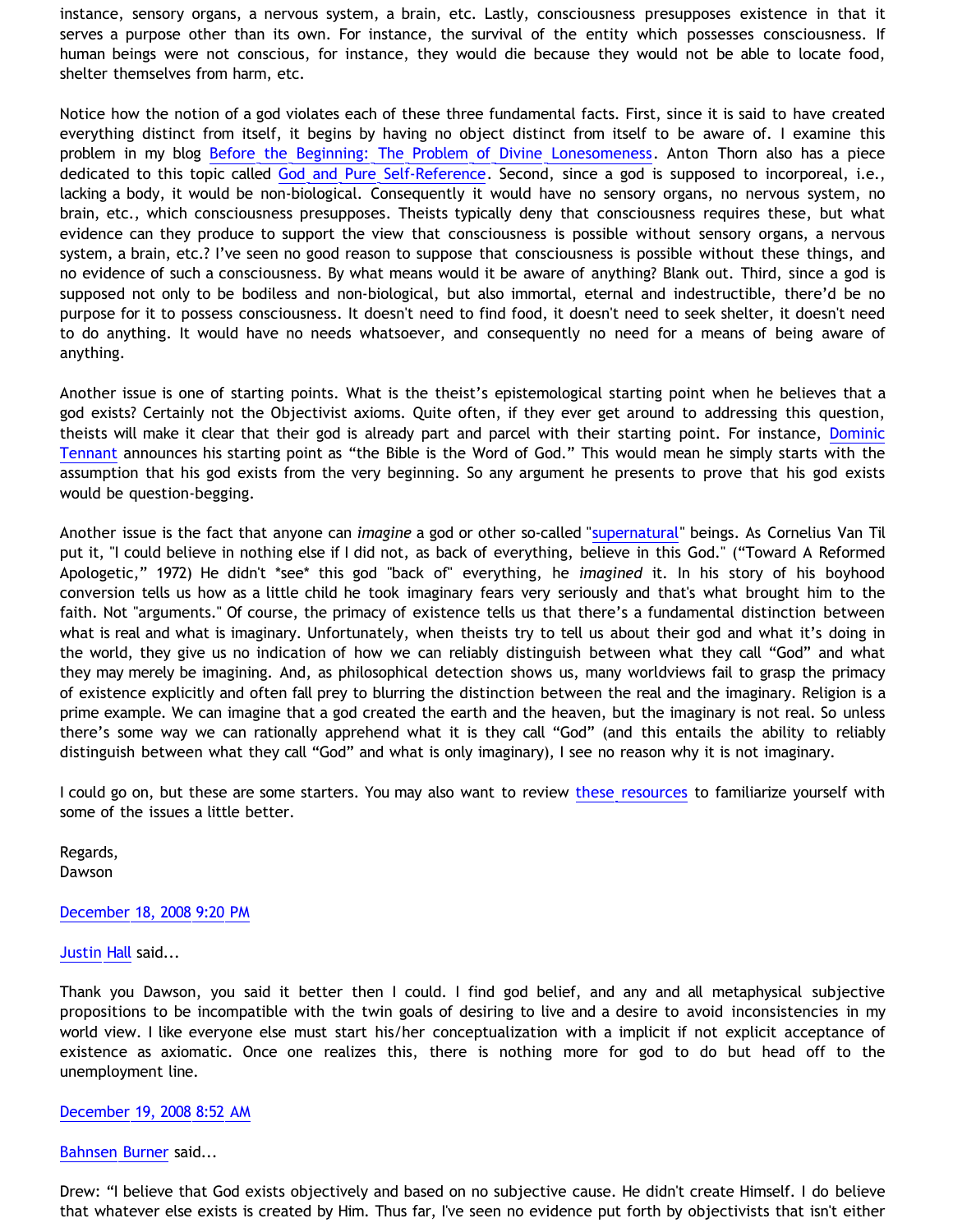instance, sensory organs, a nervous system, a brain, etc. Lastly, consciousness presupposes existence in that it serves a purpose other than its own. For instance, the survival of the entity which possesses consciousness. If human beings were not conscious, for instance, they would die because they would not be able to locate food, shelter themselves from harm, etc.

Notice how the notion of a god violates each of these three fundamental facts. First, since it is said to have created everything distinct from itself, it begins by having no object distinct from itself to be aware of. I examine this problem in my blog Before the Beginning: The Problem of Divine Lonesomeness. Anton Thorn also has a piece dedicated to this topic called God and Pure Self-Reference. Second, since a god is supposed to incorporeal, i.e., lacking a body, it would be non-biological. Consequently it would have no sensory organs, no nervous system, no brain, etc., which consciousness presupposes. Theists typically deny that consciousness requires these, but what evidence can they produce to support the view that consciousness is possible without sensory organs, a nervous system, a brain, etc.? I've seen no good reason to suppose that consciousness is possible without these things, and no evidence of such a consciousness. By what means would it be aware of anything? Blank out. Third, since a god is supposed not only to be bodiless and non-biological, but also immortal, eternal and indestructible, there'd be no purpose for it to possess consciousness. It doesn't need to find food, it doesn't need to seek shelter, it doesn't need to do anything. It would have no needs whatsoever, and consequently no need for a means of being aware of anything.

Another issue is one of starting points. What is the theist's epistemological starting point when he believes that a god exists? Certainly not the Objectivist axioms. Quite often, if they ever get around to addressing this question, theists will make it clear that their god is already part and parcel with their starting point. For instance, Dominic Tennant announces his starting point as "the Bible is the Word of God." This would mean he simply starts with the assumption that his god exists from the very beginning. So any argument he presents to prove that his god exists would be question-begging.

Another issue is the fact that anyone can *imagine* a god or other so-called "supernatural" beings. As Cornelius Van Til put it, "I could believe in nothing else if I did not, as back of everything, believe in this God." ("Toward A Reformed Apologetic," 1972) He didn't *see* this god "back of" everything, he *imagined* it. In his story of his boyhood conversion tells us how as a little child he took imaginary fears very seriously and that's what brought him to the faith. Not "arguments." Of course, the primacy of existence tells us that there's a fundamental distinction between what is real and what is imaginary. Unfortunately, when theists try to tell us about their god and what it's doing in the world, they give us no indication of how we can reliably distinguish between what they call "God" and what they may merely be imagining. And, as philosophical detection shows us, many worldviews fail to grasp the primacy of existence explicitly and often fall prey to blurring the distinction between the real and the imaginary. Religion is a prime example. We can imagine that a god created the earth and the heaven, but the imaginary is not real. So unless there's some way we can rationally apprehend what it is they call "God" (and this entails the ability to reliably distinguish between what they call "God" and what is only imaginary), I see no reason why it is not imaginary.

I could go on, but these are some starters. You may also want to review these resources to familiarize yourself with some of the issues a little better.

Regards,
Dawson

December 18, 2008 9:20 PM

Justin Hall said...

Thank you Dawson, you said it better then I could. I find god belief, and any and all metaphysical subjective propositions to be incompatible with the twin goals of desiring to live and a desire to avoid inconsistencies in my world view. I like everyone else must start his/her conceptualization with a implicit if not explicit acceptance of existence as axiomatic. Once one realizes this, there is nothing more for god to do but head off to the unemployment line.

December 19, 2008 8:52 AM

Bahnsen Burner said...

Drew: "I believe that God exists objectively and based on no subjective cause. He didn't create Himself. I do believe that whatever else exists is created by Him. Thus far, I've seen no evidence put forth by objectivists that isn't either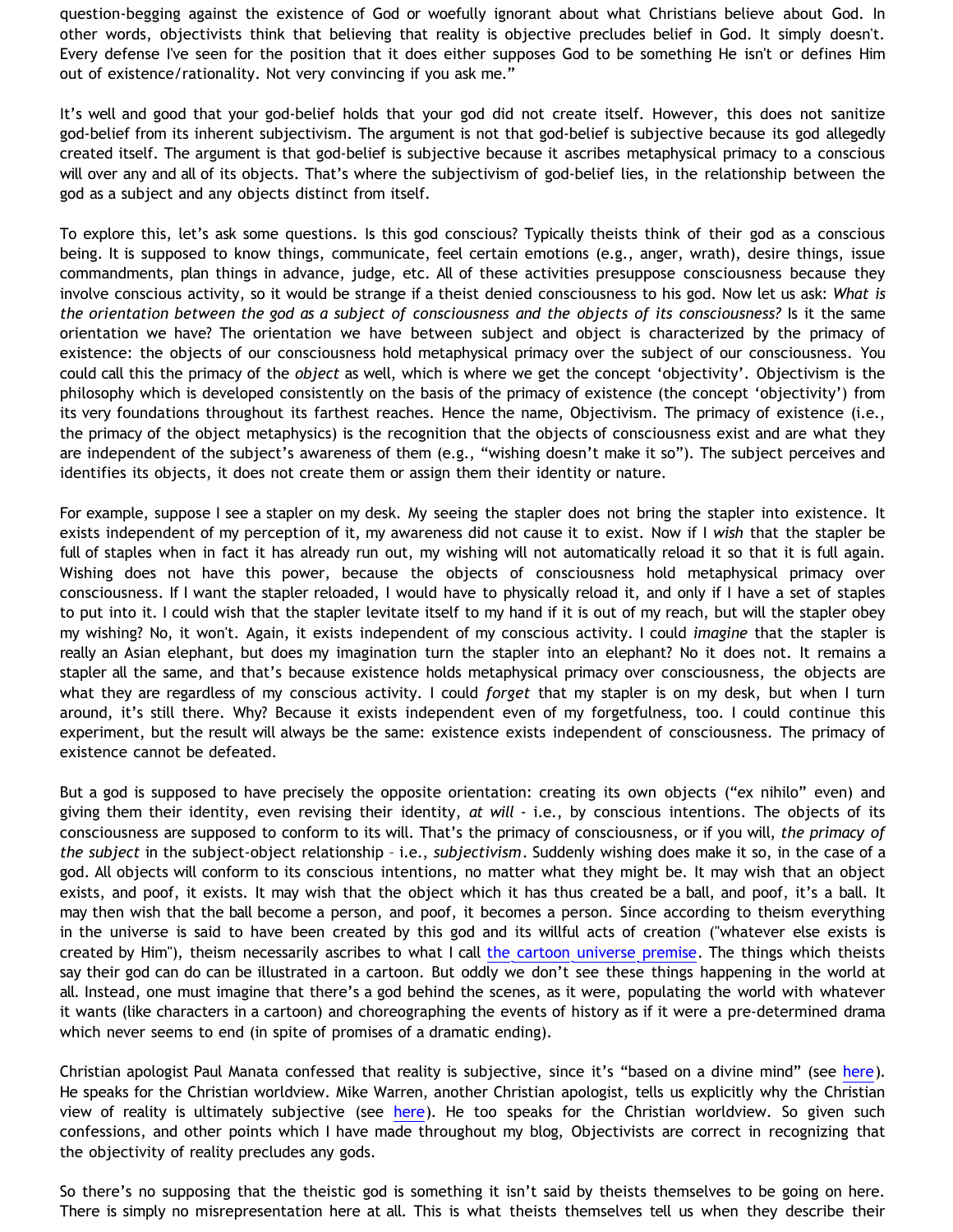question-begging against the existence of God or woefully ignorant about what Christians believe about God. In other words, objectivists think that believing that reality is objective precludes belief in God. It simply doesn't. Every defense I've seen for the position that it does either supposes God to be something He isn't or defines Him out of existence/rationality. Not very convincing if you ask me."

It's well and good that your god-belief holds that your god did not create itself. However, this does not sanitize god-belief from its inherent subjectivism. The argument is not that god-belief is subjective because its god allegedly created itself. The argument is that god-belief is subjective because it ascribes metaphysical primacy to a conscious will over any and all of its objects. That's where the subjectivism of god-belief lies, in the relationship between the god as a subject and any objects distinct from itself.

To explore this, let's ask some questions. Is this god conscious? Typically theists think of their god as a conscious being. It is supposed to know things, communicate, feel certain emotions (e.g., anger, wrath), desire things, issue commandments, plan things in advance, judge, etc. All of these activities presuppose consciousness because they involve conscious activity, so it would be strange if a theist denied consciousness to his god. Now let us ask: *What is the orientation between the god as a subject of consciousness and the objects of its consciousness?* Is it the same orientation we have? The orientation we have between subject and object is characterized by the primacy of existence: the objects of our consciousness hold metaphysical primacy over the subject of our consciousness. You could call this the primacy of the *object* as well, which is where we get the concept 'objectivity'. Objectivism is the philosophy which is developed consistently on the basis of the primacy of existence (the concept 'objectivity') from its very foundations throughout its farthest reaches. Hence the name, Objectivism. The primacy of existence (i.e., the primacy of the object metaphysics) is the recognition that the objects of consciousness exist and are what they are independent of the subject's awareness of them (e.g., "wishing doesn't make it so"). The subject perceives and identifies its objects, it does not create them or assign them their identity or nature.

For example, suppose I see a stapler on my desk. My seeing the stapler does not bring the stapler into existence. It exists independent of my perception of it, my awareness did not cause it to exist. Now if I *wish* that the stapler be full of staples when in fact it has already run out, my wishing will not automatically reload it so that it is full again. Wishing does not have this power, because the objects of consciousness hold metaphysical primacy over consciousness. If I want the stapler reloaded, I would have to physically reload it, and only if I have a set of staples to put into it. I could wish that the stapler levitate itself to my hand if it is out of my reach, but will the stapler obey my wishing? No, it won't. Again, it exists independent of my conscious activity. I could *imagine* that the stapler is really an Asian elephant, but does my imagination turn the stapler into an elephant? No it does not. It remains a stapler all the same, and that's because existence holds metaphysical primacy over consciousness, the objects are what they are regardless of my conscious activity. I could *forget* that my stapler is on my desk, but when I turn around, it's still there. Why? Because it exists independent even of my forgetfulness, too. I could continue this experiment, but the result will always be the same: existence exists independent of consciousness. The primacy of existence cannot be defeated.

But a god is supposed to have precisely the opposite orientation: creating its own objects ("ex nihilo" even) and giving them their identity, even revising their identity, *at will* - i.e., by conscious intentions. The objects of its consciousness are supposed to conform to its will. That's the primacy of consciousness, or if you will, *the primacy of the subject* in the subject-object relationship – i.e., *subjectivism*. Suddenly wishing does make it so, in the case of a god. All objects will conform to its conscious intentions, no matter what they might be. It may wish that an object exists, and poof, it exists. It may wish that the object which it has thus created be a ball, and poof, it's a ball. It may then wish that the ball become a person, and poof, it becomes a person. Since according to theism everything in the universe is said to have been created by this god and its willful acts of creation ("whatever else exists is created by Him"), theism necessarily ascribes to what I call the cartoon universe premise. The things which theists say their god can do can be illustrated in a cartoon. But oddly we don't see these things happening in the world at all. Instead, one must imagine that there's a god behind the scenes, as it were, populating the world with whatever it wants (like characters in a cartoon) and choreographing the events of history as if it were a pre-determined drama which never seems to end (in spite of promises of a dramatic ending).

Christian apologist Paul Manata confessed that reality is subjective, since it's "based on a divine mind" (see here). He speaks for the Christian worldview. Mike Warren, another Christian apologist, tells us explicitly why the Christian view of reality is ultimately subjective (see here). He too speaks for the Christian worldview. So given such confessions, and other points which I have made throughout my blog, Objectivists are correct in recognizing that the objectivity of reality precludes any gods.

So there's no supposing that the theistic god is something it isn't said by theists themselves to be going on here. There is simply no misrepresentation here at all. This is what theists themselves tell us when they describe their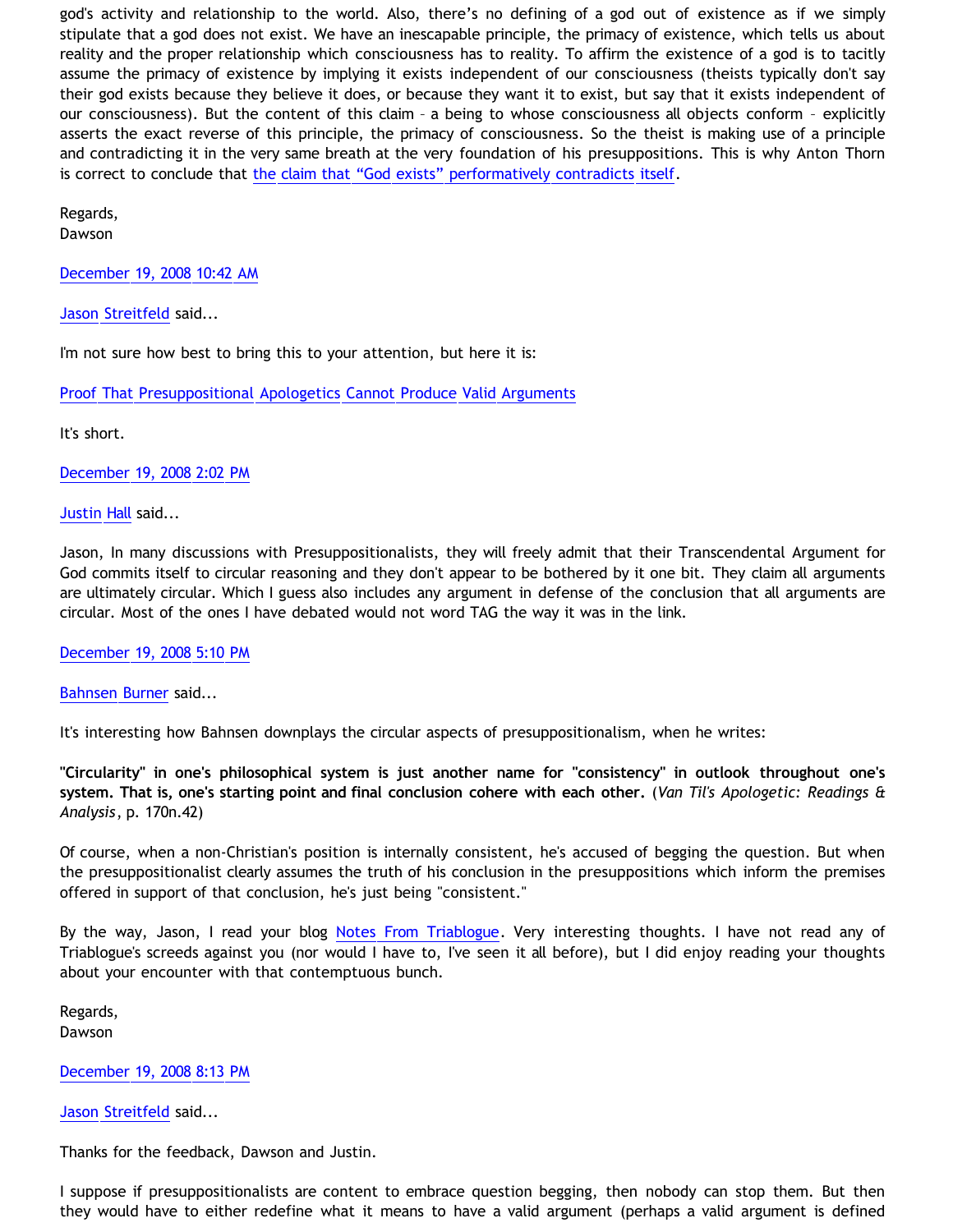god's activity and relationship to the world. Also, there's no defining of a god out of existence as if we simply stipulate that a god does not exist. We have an inescapable principle, the primacy of existence, which tells us about reality and the proper relationship which consciousness has to reality. To affirm the existence of a god is to tacitly assume the primacy of existence by implying it exists independent of our consciousness (theists typically don't say their god exists because they believe it does, or because they want it to exist, but say that it exists independent of our consciousness). But the content of this claim – a being to whose consciousness all objects conform – explicitly asserts the exact reverse of this principle, the primacy of consciousness. So the theist is making use of a principle and contradicting it in the very same breath at the very foundation of his presuppositions. This is why Anton Thorn is correct to conclude that the claim that "God exists" performatively contradicts itself.

Regards,
Dawson

December 19, 2008 10:42 AM

Jason Streitfeld said...

I'm not sure how best to bring this to your attention, but here it is:

Proof That Presuppositional Apologetics Cannot Produce Valid Arguments

It's short.

December 19, 2008 2:02 PM

Justin Hall said...

Jason, In many discussions with Presuppositionalists, they will freely admit that their Transcendental Argument for God commits itself to circular reasoning and they don't appear to be bothered by it one bit. They claim all arguments are ultimately circular. Which I guess also includes any argument in defense of the conclusion that all arguments are circular. Most of the ones I have debated would not word TAG the way it was in the link.

December 19, 2008 5:10 PM

Bahnsen Burner said...

It's interesting how Bahnsen downplays the circular aspects of presuppositionalism, when he writes:

**"Circularity" in one's philosophical system is just another name for "consistency" in outlook throughout one's system. That is, one's starting point and final conclusion cohere with each other.** (*Van Til's Apologetic: Readings & Analysis*, p. 170n.42)

Of course, when a non-Christian's position is internally consistent, he's accused of begging the question. But when the presuppositionalist clearly assumes the truth of his conclusion in the presuppositions which inform the premises offered in support of that conclusion, he's just being "consistent."

By the way, Jason, I read your blog Notes From Triablogue. Very interesting thoughts. I have not read any of Triablogue's screeds against you (nor would I have to, I've seen it all before), but I did enjoy reading your thoughts about your encounter with that contemptuous bunch.

Regards,
Dawson

December 19, 2008 8:13 PM

Jason Streitfeld said...

Thanks for the feedback, Dawson and Justin.

I suppose if presuppositionalists are content to embrace question begging, then nobody can stop them. But then they would have to either redefine what it means to have a valid argument (perhaps a valid argument is defined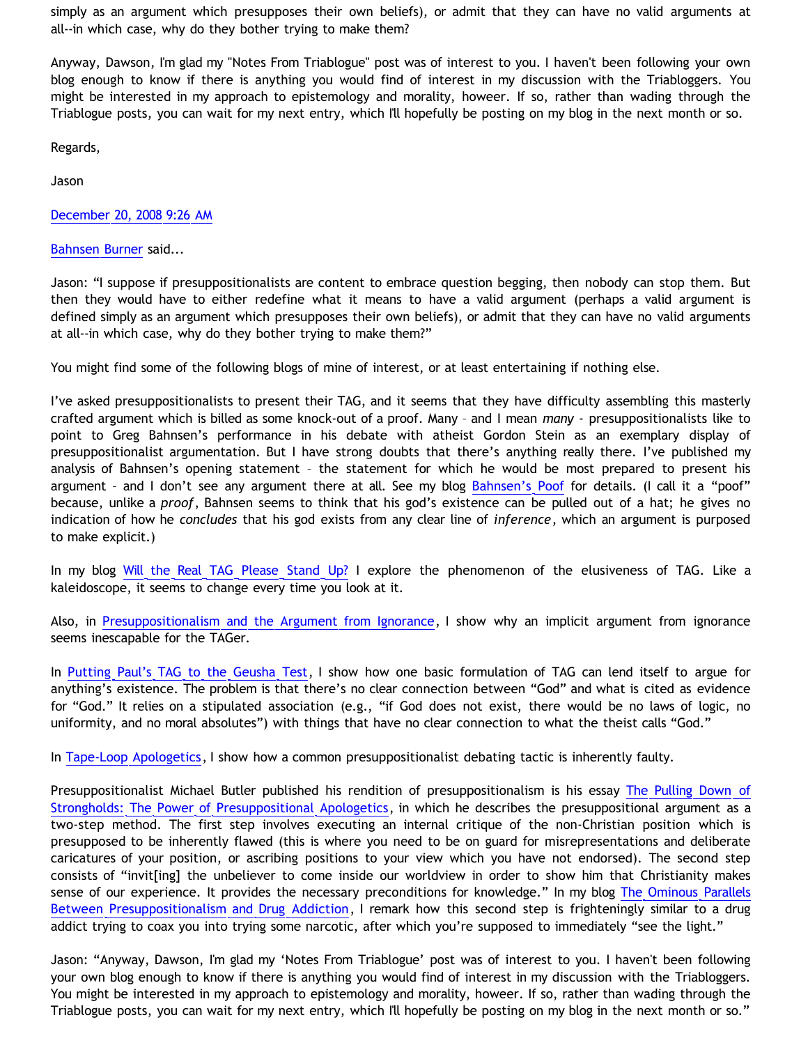simply as an argument which presupposes their own beliefs), or admit that they can have no valid arguments at all--in which case, why do they bother trying to make them?

Anyway, Dawson, I'm glad my "Notes From Triablogue" post was of interest to you. I haven't been following your own blog enough to know if there is anything you would find of interest in my discussion with the Triabloggers. You might be interested in my approach to epistemology and morality, howeer. If so, rather than wading through the Triablogue posts, you can wait for my next entry, which I'll hopefully be posting on my blog in the next month or so.

Regards,

Jason

December 20, 2008 9:26 AM

Bahnsen Burner said...

Jason: "I suppose if presuppositionalists are content to embrace question begging, then nobody can stop them. But then they would have to either redefine what it means to have a valid argument (perhaps a valid argument is defined simply as an argument which presupposes their own beliefs), or admit that they can have no valid arguments at all--in which case, why do they bother trying to make them?"

You might find some of the following blogs of mine of interest, or at least entertaining if nothing else.

I've asked presuppositionalists to present their TAG, and it seems that they have difficulty assembling this masterly crafted argument which is billed as some knock-out of a proof. Many – and I mean *many* - presuppositionalists like to point to Greg Bahnsen's performance in his debate with atheist Gordon Stein as an exemplary display of presuppositionalist argumentation. But I have strong doubts that there's anything really there. I've published my analysis of Bahnsen's opening statement – the statement for which he would be most prepared to present his argument – and I don't see any argument there at all. See my blog Bahnsen's Poof for details. (I call it a "poof" because, unlike a *proof*, Bahnsen seems to think that his god's existence can be pulled out of a hat; he gives no indication of how he *concludes* that his god exists from any clear line of *inference*, which an argument is purposed to make explicit.)

In my blog Will the Real TAG Please Stand Up? I explore the phenomenon of the elusiveness of TAG. Like a kaleidoscope, it seems to change every time you look at it.

Also, in Presuppositionalism and the Argument from Ignorance, I show why an implicit argument from ignorance seems inescapable for the TAGer.

In Putting Paul's TAG to the Geusha Test, I show how one basic formulation of TAG can lend itself to argue for anything's existence. The problem is that there's no clear connection between "God" and what is cited as evidence for "God." It relies on a stipulated association (e.g., "if God does not exist, there would be no laws of logic, no uniformity, and no moral absolutes") with things that have no clear connection to what the theist calls "God."

In Tape-Loop Apologetics, I show how a common presuppositionalist debating tactic is inherently faulty.

Presuppositionalist Michael Butler published his rendition of presuppositionalism is his essay The Pulling Down of Strongholds: The Power of Presuppositional Apologetics, in which he describes the presuppositional argument as a two-step method. The first step involves executing an internal critique of the non-Christian position which is presupposed to be inherently flawed (this is where you need to be on guard for misrepresentations and deliberate caricatures of your position, or ascribing positions to your view which you have not endorsed). The second step consists of "invit[ing] the unbeliever to come inside our worldview in order to show him that Christianity makes sense of our experience. It provides the necessary preconditions for knowledge." In my blog The Ominous Parallels Between Presuppositionalism and Drug Addiction, I remark how this second step is frighteningly similar to a drug addict trying to coax you into trying some narcotic, after which you're supposed to immediately "see the light."

Jason: "Anyway, Dawson, I'm glad my 'Notes From Triablogue' post was of interest to you. I haven't been following your own blog enough to know if there is anything you would find of interest in my discussion with the Triabloggers. You might be interested in my approach to epistemology and morality, howeer. If so, rather than wading through the Triablogue posts, you can wait for my next entry, which I'll hopefully be posting on my blog in the next month or so."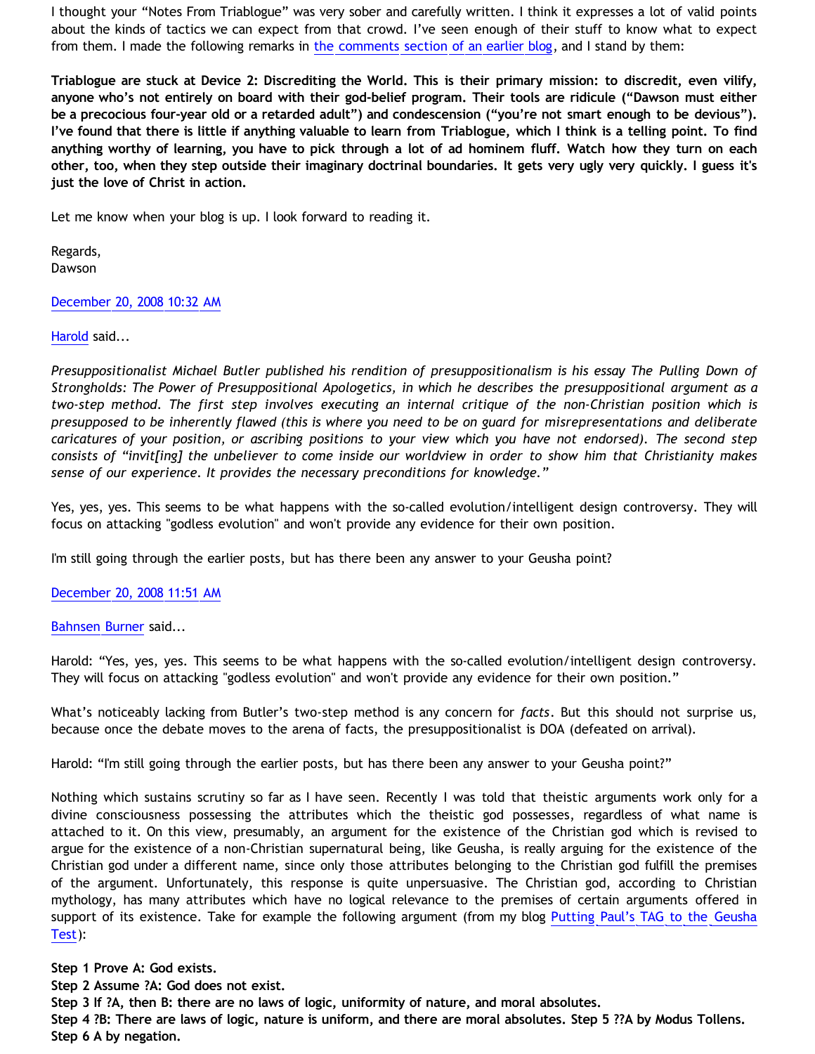I thought your "Notes From Triablogue" was very sober and carefully written. I think it expresses a lot of valid points about the kinds of tactics we can expect from that crowd. I've seen enough of their stuff to know what to expect from them. I made the following remarks in the comments section of an earlier blog, and I stand by them:

**Triablogue are stuck at Device 2: Discrediting the World. This is their primary mission: to discredit, even vilify, anyone who's not entirely on board with their god-belief program. Their tools are ridicule ("Dawson must either be a precocious four-year old or a retarded adult") and condescension ("you're not smart enough to be devious"). I've found that there is little if anything valuable to learn from Triablogue, which I think is a telling point. To find anything worthy of learning, you have to pick through a lot of ad hominem fluff. Watch how they turn on each other, too, when they step outside their imaginary doctrinal boundaries. It gets very ugly very quickly. I guess it's just the love of Christ in action.**

Let me know when your blog is up. I look forward to reading it.

Regards,
Dawson

December 20, 2008 10:32 AM

Harold said...

*Presuppositionalist Michael Butler published his rendition of presuppositionalism is his essay The Pulling Down of Strongholds: The Power of Presuppositional Apologetics, in which he describes the presuppositional argument as a two-step method. The first step involves executing an internal critique of the non-Christian position which is presupposed to be inherently flawed (this is where you need to be on guard for misrepresentations and deliberate caricatures of your position, or ascribing positions to your view which you have not endorsed). The second step consists of "invit[ing] the unbeliever to come inside our worldview in order to show him that Christianity makes sense of our experience. It provides the necessary preconditions for knowledge."*

Yes, yes, yes. This seems to be what happens with the so-called evolution/intelligent design controversy. They will focus on attacking "godless evolution" and won't provide any evidence for their own position.

I'm still going through the earlier posts, but has there been any answer to your Geusha point?

December 20, 2008 11:51 AM

Bahnsen Burner said...

Harold: "Yes, yes, yes. This seems to be what happens with the so-called evolution/intelligent design controversy. They will focus on attacking "godless evolution" and won't provide any evidence for their own position."

What's noticeably lacking from Butler's two-step method is any concern for *facts*. But this should not surprise us, because once the debate moves to the arena of facts, the presuppositionalist is DOA (defeated on arrival).

Harold: "I'm still going through the earlier posts, but has there been any answer to your Geusha point?"

Nothing which sustains scrutiny so far as I have seen. Recently I was told that theistic arguments work only for a divine consciousness possessing the attributes which the theistic god possesses, regardless of what name is attached to it. On this view, presumably, an argument for the existence of the Christian god which is revised to argue for the existence of a non-Christian supernatural being, like Geusha, is really arguing for the existence of the Christian god under a different name, since only those attributes belonging to the Christian god fulfill the premises of the argument. Unfortunately, this response is quite unpersuasive. The Christian god, according to Christian mythology, has many attributes which have no logical relevance to the premises of certain arguments offered in support of its existence. Take for example the following argument (from my blog Putting Paul's TAG to the Geusha Test):

**Step 1 Prove A: God exists.**
**Step 2 Assume ?A: God does not exist.**
**Step 3 If ?A, then B: there are no laws of logic, uniformity of nature, and moral absolutes.**
**Step 4 ?B: There are laws of logic, nature is uniform, and there are moral absolutes. Step 5 ??A by Modus Tollens.**
**Step 6 A by negation.**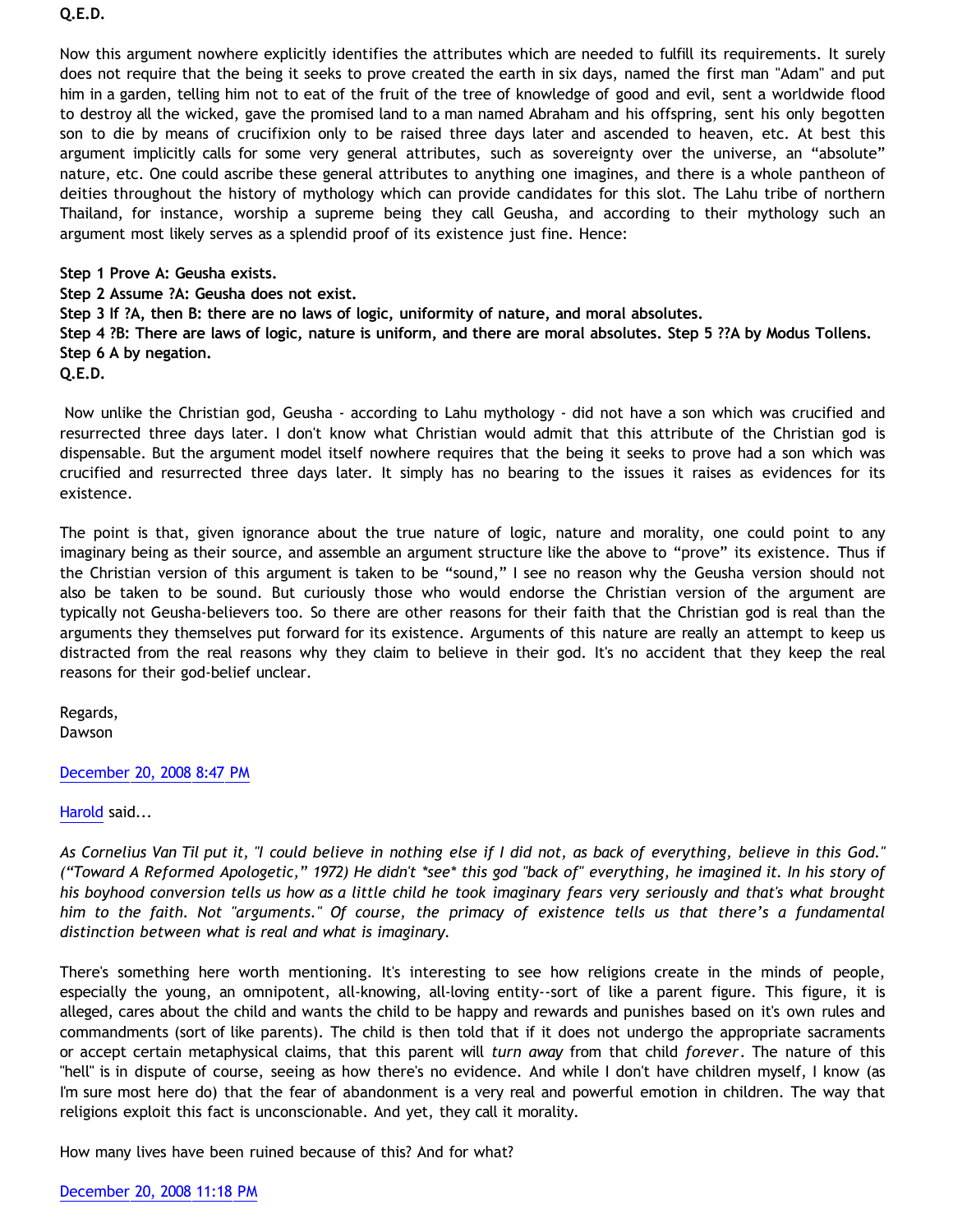**Q.E.D.**

Now this argument nowhere explicitly identifies the attributes which are needed to fulfill its requirements. It surely does not require that the being it seeks to prove created the earth in six days, named the first man "Adam" and put him in a garden, telling him not to eat of the fruit of the tree of knowledge of good and evil, sent a worldwide flood to destroy all the wicked, gave the promised land to a man named Abraham and his offspring, sent his only begotten son to die by means of crucifixion only to be raised three days later and ascended to heaven, etc. At best this argument implicitly calls for some very general attributes, such as sovereignty over the universe, an "absolute" nature, etc. One could ascribe these general attributes to anything one imagines, and there is a whole pantheon of deities throughout the history of mythology which can provide candidates for this slot. The Lahu tribe of northern Thailand, for instance, worship a supreme being they call Geusha, and according to their mythology such an argument most likely serves as a splendid proof of its existence just fine. Hence:

**Step 1 Prove A: Geusha exists.**
**Step 2 Assume ?A: Geusha does not exist.**
**Step 3 If ?A, then B: there are no laws of logic, uniformity of nature, and moral absolutes.**
**Step 4 ?B: There are laws of logic, nature is uniform, and there are moral absolutes. Step 5 ??A by Modus Tollens.**
**Step 6 A by negation.**
**Q.E.D.**

Now unlike the Christian god, Geusha - according to Lahu mythology - did not have a son which was crucified and resurrected three days later. I don't know what Christian would admit that this attribute of the Christian god is dispensable. But the argument model itself nowhere requires that the being it seeks to prove had a son which was crucified and resurrected three days later. It simply has no bearing to the issues it raises as evidences for its existence.

The point is that, given ignorance about the true nature of logic, nature and morality, one could point to any imaginary being as their source, and assemble an argument structure like the above to "prove" its existence. Thus if the Christian version of this argument is taken to be "sound," I see no reason why the Geusha version should not also be taken to be sound. But curiously those who would endorse the Christian version of the argument are typically not Geusha-believers too. So there are other reasons for their faith that the Christian god is real than the arguments they themselves put forward for its existence. Arguments of this nature are really an attempt to keep us distracted from the real reasons why they claim to believe in their god. It's no accident that they keep the real reasons for their god-belief unclear.

Regards,
Dawson

December 20, 2008 8:47 PM

Harold said...

*As Cornelius Van Til put it, "I could believe in nothing else if I did not, as back of everything, believe in this God." ("Toward A Reformed Apologetic," 1972) He didn't *see* this god "back of" everything, he imagined it. In his story of his boyhood conversion tells us how as a little child he took imaginary fears very seriously and that's what brought him to the faith. Not "arguments." Of course, the primacy of existence tells us that there's a fundamental distinction between what is real and what is imaginary.*

There's something here worth mentioning. It's interesting to see how religions create in the minds of people, especially the young, an omnipotent, all-knowing, all-loving entity--sort of like a parent figure. This figure, it is alleged, cares about the child and wants the child to be happy and rewards and punishes based on it's own rules and commandments (sort of like parents). The child is then told that if it does not undergo the appropriate sacraments or accept certain metaphysical claims, that this parent will *turn away* from that child *forever*. The nature of this "hell" is in dispute of course, seeing as how there's no evidence. And while I don't have children myself, I know (as I'm sure most here do) that the fear of abandonment is a very real and powerful emotion in children. The way that religions exploit this fact is unconscionable. And yet, they call it morality.

How many lives have been ruined because of this? And for what?

December 20, 2008 11:18 PM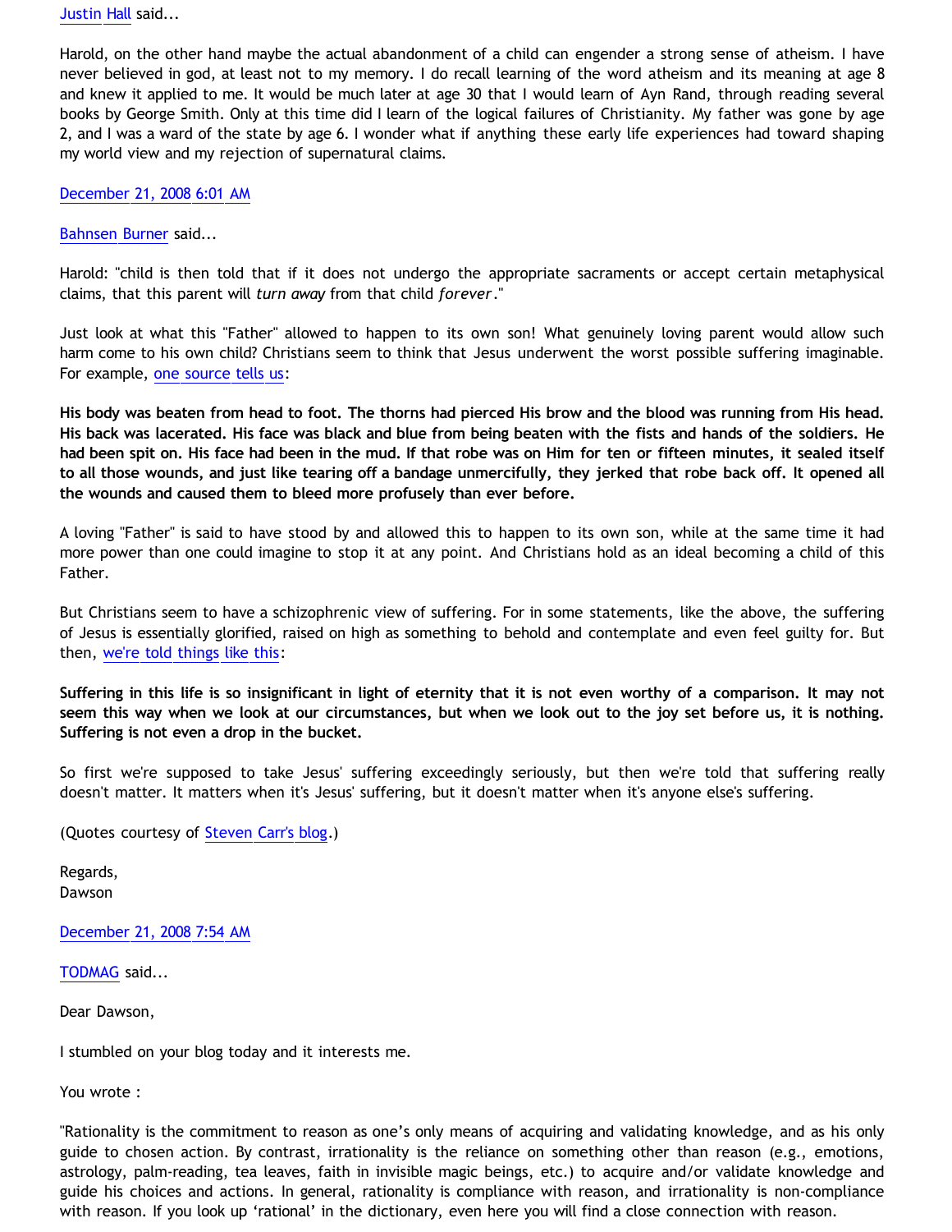Justin Hall said...

Harold, on the other hand maybe the actual abandonment of a child can engender a strong sense of atheism. I have never believed in god, at least not to my memory. I do recall learning of the word atheism and its meaning at age 8 and knew it applied to me. It would be much later at age 30 that I would learn of Ayn Rand, through reading several books by George Smith. Only at this time did I learn of the logical failures of Christianity. My father was gone by age 2, and I was a ward of the state by age 6. I wonder what if anything these early life experiences had toward shaping my world view and my rejection of supernatural claims.

December 21, 2008 6:01 AM

Bahnsen Burner said...

Harold: "child is then told that if it does not undergo the appropriate sacraments or accept certain metaphysical claims, that this parent will *turn away* from that child *forever*."

Just look at what this "Father" allowed to happen to its own son! What genuinely loving parent would allow such harm come to his own child? Christians seem to think that Jesus underwent the worst possible suffering imaginable. For example, one source tells us:

**His body was beaten from head to foot. The thorns had pierced His brow and the blood was running from His head. His back was lacerated. His face was black and blue from being beaten with the fists and hands of the soldiers. He had been spit on. His face had been in the mud. If that robe was on Him for ten or fifteen minutes, it sealed itself to all those wounds, and just like tearing off a bandage unmercifully, they jerked that robe back off. It opened all the wounds and caused them to bleed more profusely than ever before.**

A loving "Father" is said to have stood by and allowed this to happen to its own son, while at the same time it had more power than one could imagine to stop it at any point. And Christians hold as an ideal becoming a child of this Father.

But Christians seem to have a schizophrenic view of suffering. For in some statements, like the above, the suffering of Jesus is essentially glorified, raised on high as something to behold and contemplate and even feel guilty for. But then, we're told things like this:

**Suffering in this life is so insignificant in light of eternity that it is not even worthy of a comparison. It may not seem this way when we look at our circumstances, but when we look out to the joy set before us, it is nothing. Suffering is not even a drop in the bucket.**

So first we're supposed to take Jesus' suffering exceedingly seriously, but then we're told that suffering really doesn't matter. It matters when it's Jesus' suffering, but it doesn't matter when it's anyone else's suffering.

(Quotes courtesy of Steven Carr's blog.)

Regards,
Dawson

December 21, 2008 7:54 AM

TODMAG said...

Dear Dawson,

I stumbled on your blog today and it interests me.

You wrote :

"Rationality is the commitment to reason as one's only means of acquiring and validating knowledge, and as his only guide to chosen action. By contrast, irrationality is the reliance on something other than reason (e.g., emotions, astrology, palm-reading, tea leaves, faith in invisible magic beings, etc.) to acquire and/or validate knowledge and guide his choices and actions. In general, rationality is compliance with reason, and irrationality is non-compliance with reason. If you look up 'rational' in the dictionary, even here you will find a close connection with reason.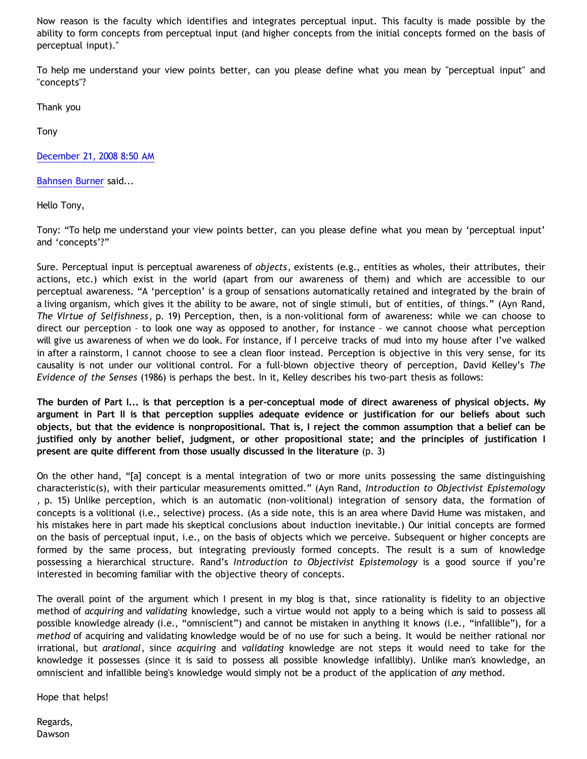Now reason is the faculty which identifies and integrates perceptual input. This faculty is made possible by the ability to form concepts from perceptual input (and higher concepts from the initial concepts formed on the basis of perceptual input)."

To help me understand your view points better, can you please define what you mean by "perceptual input" and "concepts"?

Thank you

Tony

December 21, 2008 8:50 AM

Bahnsen Burner said...

Hello Tony,

Tony: "To help me understand your view points better, can you please define what you mean by 'perceptual input' and 'concepts'?"

Sure. Perceptual input is perceptual awareness of *objects*, existents (e.g., entities as wholes, their attributes, their actions, etc.) which exist in the world (apart from our awareness of them) and which are accessible to our perceptual awareness. "A 'perception' is a group of sensations automatically retained and integrated by the brain of a living organism, which gives it the ability to be aware, not of single stimuli, but of entities, of things." (Ayn Rand, *The Virtue of Selfishness*, p. 19) Perception, then, is a non-volitional form of awareness: while we can choose to direct our perception – to look one way as opposed to another, for instance – we cannot choose what perception will give us awareness of when we do look. For instance, if I perceive tracks of mud into my house after I've walked in after a rainstorm, I cannot choose to see a clean floor instead. Perception is objective in this very sense, for its causality is not under our volitional control. For a full-blown objective theory of perception, David Kelley's *The Evidence of the Senses* (1986) is perhaps the best. In it, Kelley describes his two-part thesis as follows:

**The burden of Part I... is that perception is a per-conceptual mode of direct awareness of physical objects. My argument in Part II is that perception supplies adequate evidence or justification for our beliefs about such objects, but that the evidence is nonpropositional. That is, I reject the common assumption that a belief can be justified only by another belief, judgment, or other propositional state; and the principles of justification I present are quite different from those usually discussed in the literature** (p. 3)

On the other hand, "[a] concept is a mental integration of two or more units possessing the same distinguishing characteristic(s), with their particular measurements omitted." (Ayn Rand, *Introduction to Objectivist Epistemology* , p. 15) Unlike perception, which is an automatic (non-volitional) integration of sensory data, the formation of concepts is a volitional (i.e., selective) process. (As a side note, this is an area where David Hume was mistaken, and his mistakes here in part made his skeptical conclusions about induction inevitable.) Our initial concepts are formed on the basis of perceptual input, i.e., on the basis of objects which we perceive. Subsequent or higher concepts are formed by the same process, but integrating previously formed concepts. The result is a sum of knowledge possessing a hierarchical structure. Rand's *Introduction to Objectivist Epistemology* is a good source if you're interested in becoming familiar with the objective theory of concepts.

The overall point of the argument which I present in my blog is that, since rationality is fidelity to an objective method of *acquiring* and *validating* knowledge, such a virtue would not apply to a being which is said to possess all possible knowledge already (i.e., "omniscient") and cannot be mistaken in anything it knows (i.e., "infallible"), for a *method* of acquiring and validating knowledge would be of no use for such a being. It would be neither rational nor irrational, but *arational*, since *acquiring* and *validating* knowledge are not steps it would need to take for the knowledge it possesses (since it is said to possess all possible knowledge infallibly). Unlike man's knowledge, an omniscient and infallible being's knowledge would simply not be a product of the application of *any* method.

Hope that helps!

Regards,
Dawson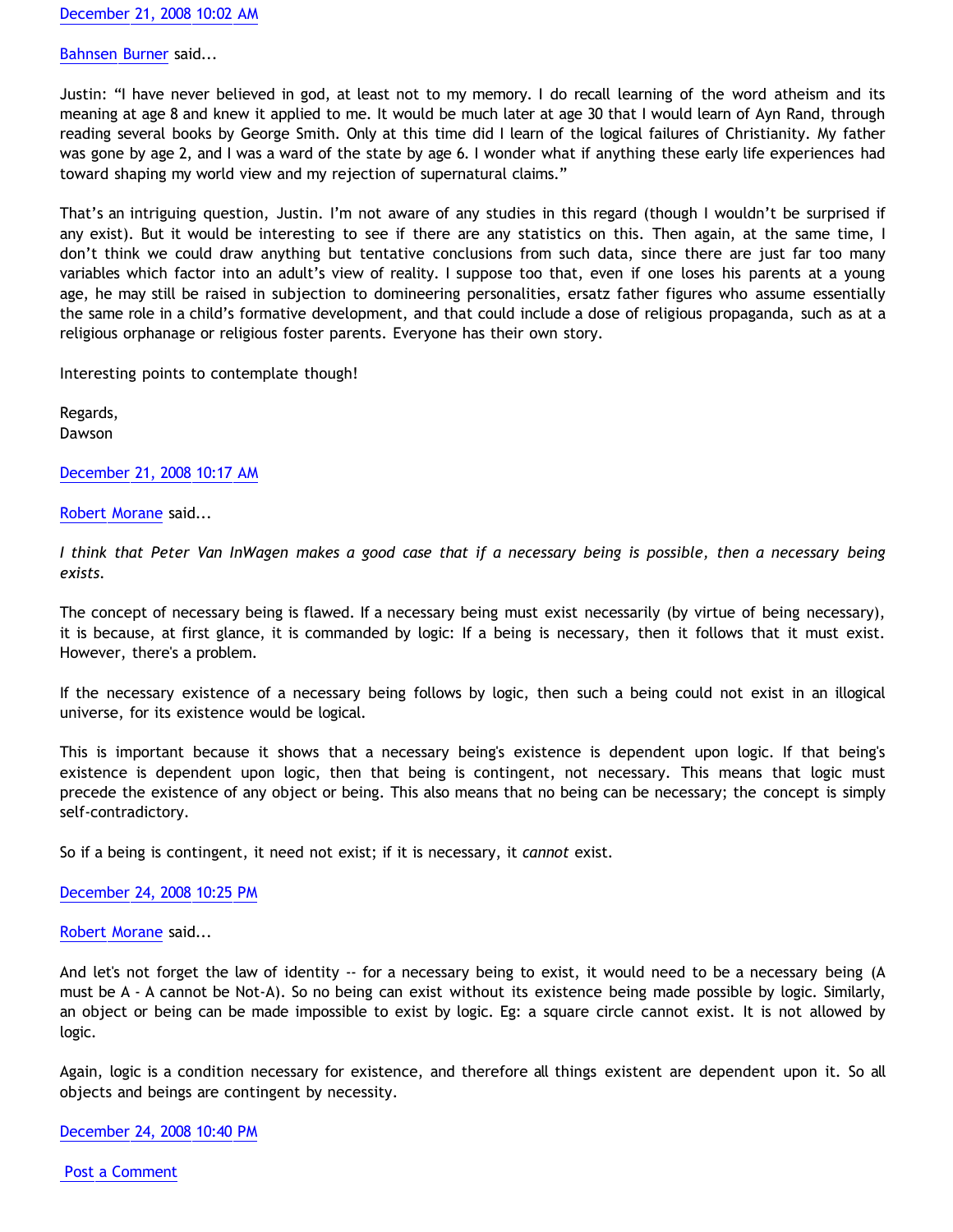December 21, 2008 10:02 AM

Bahnsen Burner said...

Justin: "I have never believed in god, at least not to my memory. I do recall learning of the word atheism and its meaning at age 8 and knew it applied to me. It would be much later at age 30 that I would learn of Ayn Rand, through reading several books by George Smith. Only at this time did I learn of the logical failures of Christianity. My father was gone by age 2, and I was a ward of the state by age 6. I wonder what if anything these early life experiences had toward shaping my world view and my rejection of supernatural claims."

That's an intriguing question, Justin. I'm not aware of any studies in this regard (though I wouldn't be surprised if any exist). But it would be interesting to see if there are any statistics on this. Then again, at the same time, I don't think we could draw anything but tentative conclusions from such data, since there are just far too many variables which factor into an adult's view of reality. I suppose too that, even if one loses his parents at a young age, he may still be raised in subjection to domineering personalities, ersatz father figures who assume essentially the same role in a child's formative development, and that could include a dose of religious propaganda, such as at a religious orphanage or religious foster parents. Everyone has their own story.

Interesting points to contemplate though!

Regards,
Dawson

December 21, 2008 10:17 AM

Robert Morane said...

*I think that Peter Van InWagen makes a good case that if a necessary being is possible, then a necessary being exists.*

The concept of necessary being is flawed. If a necessary being must exist necessarily (by virtue of being necessary), it is because, at first glance, it is commanded by logic: If a being is necessary, then it follows that it must exist. However, there's a problem.

If the necessary existence of a necessary being follows by logic, then such a being could not exist in an illogical universe, for its existence would be logical.

This is important because it shows that a necessary being's existence is dependent upon logic. If that being's existence is dependent upon logic, then that being is contingent, not necessary. This means that logic must precede the existence of any object or being. This also means that no being can be necessary; the concept is simply self-contradictory.

So if a being is contingent, it need not exist; if it is necessary, it *cannot* exist.

December 24, 2008 10:25 PM

Robert Morane said...

And let's not forget the law of identity -- for a necessary being to exist, it would need to be a necessary being (A must be A - A cannot be Not-A). So no being can exist without its existence being made possible by logic. Similarly, an object or being can be made impossible to exist by logic. Eg: a square circle cannot exist. It is not allowed by logic.

Again, logic is a condition necessary for existence, and therefore all things existent are dependent upon it. So all objects and beings are contingent by necessity.

December 24, 2008 10:40 PM

Post a Comment